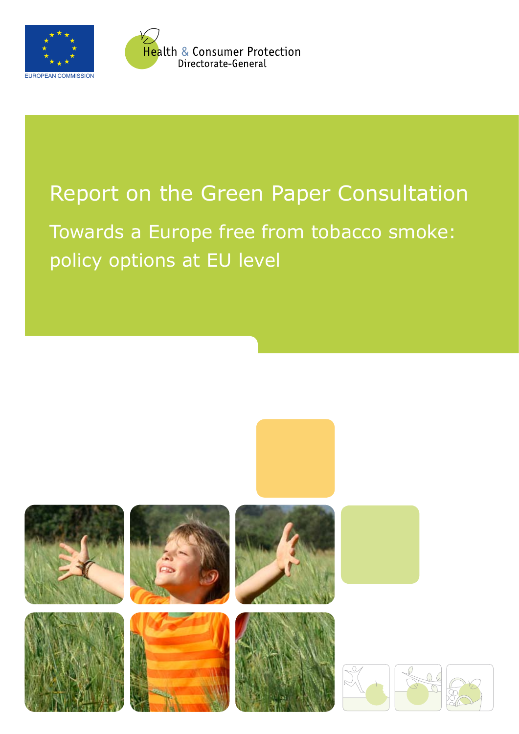EUROPEAN COMMISSION

Health & Consumer Protection
Directorate-General

# Report on the Green Paper Consultation

## Towards a Europe free from tobacco smoke: policy options at EU level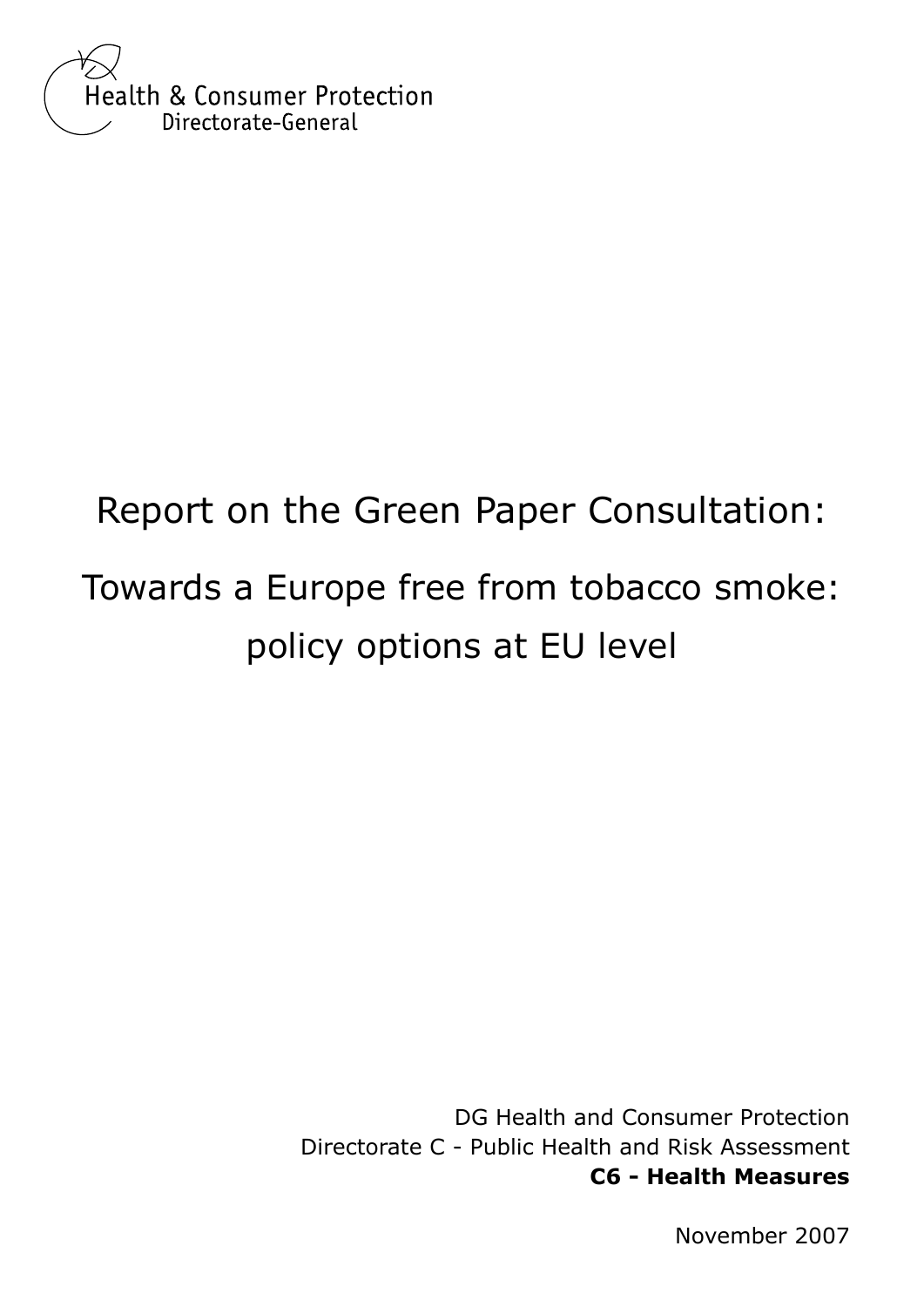Health & Consumer Protection
Directorate-General

# Report on the Green Paper Consultation:

# Towards a Europe free from tobacco smoke: policy options at EU level

DG Health and Consumer Protection
Directorate C - Public Health and Risk Assessment
**C6 - Health Measures**

November 2007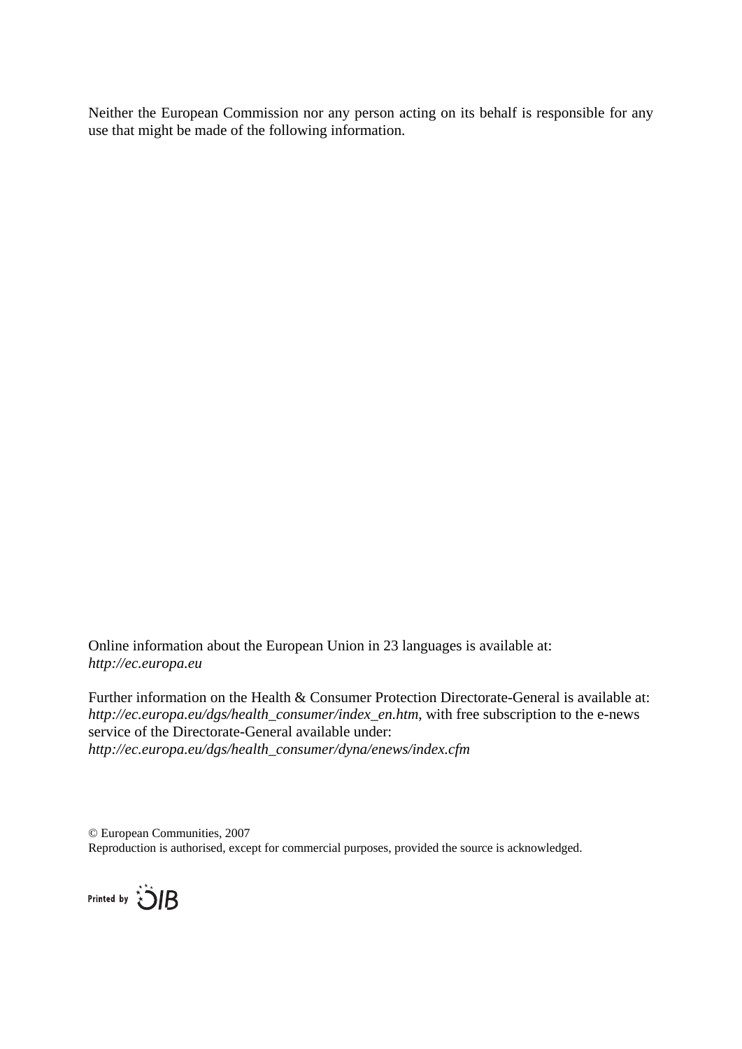Neither the European Commission nor any person acting on its behalf is responsible for any use that might be made of the following information.

Online information about the European Union in 23 languages is available at:
*http://ec.europa.eu*

Further information on the Health & Consumer Protection Directorate-General is available at:
*http://ec.europa.eu/dgs/health_consumer/index_en.htm*, with free subscription to the e-news service of the Directorate-General available under:
*http://ec.europa.eu/dgs/health_consumer/dyna/enews/index.cfm*

© European Communities, 2007
Reproduction is authorised, except for commercial purposes, provided the source is acknowledged.

Printed by OIB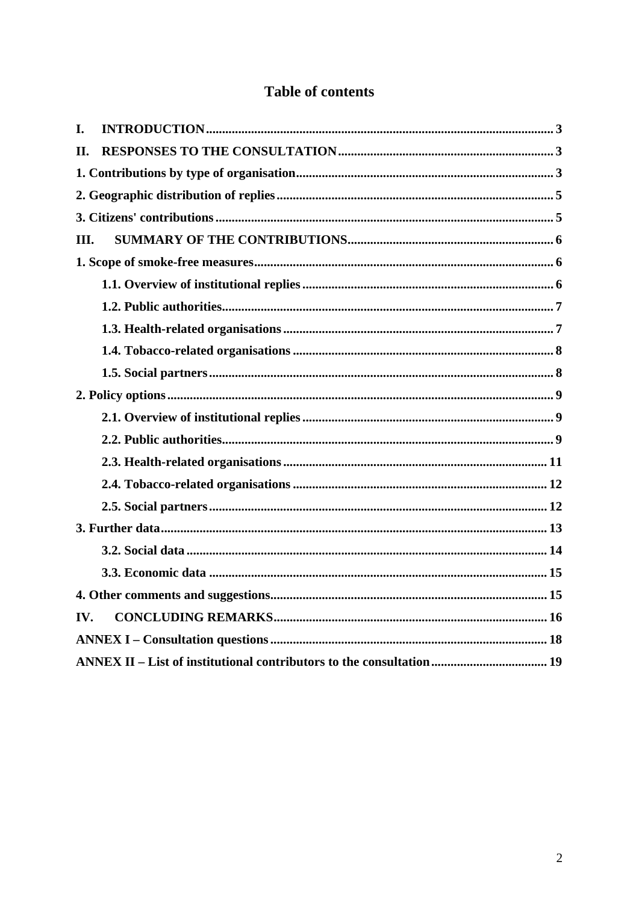# Table of contents

- I. INTRODUCTION .......... 3
- II. RESPONSES TO THE CONSULTATION .......... 3
- 1. Contributions by type of organisation .......... 3
- 2. Geographic distribution of replies .......... 5
- 3. Citizens' contributions .......... 5
- III. SUMMARY OF THE CONTRIBUTIONS .......... 6
- 1. Scope of smoke-free measures .......... 6
  - 1.1. Overview of institutional replies .......... 6
  - 1.2. Public authorities .......... 7
  - 1.3. Health-related organisations .......... 7
  - 1.4. Tobacco-related organisations .......... 8
  - 1.5. Social partners .......... 8
- 2. Policy options .......... 9
  - 2.1. Overview of institutional replies .......... 9
  - 2.2. Public authorities .......... 9
  - 2.3. Health-related organisations .......... 11
  - 2.4. Tobacco-related organisations .......... 12
  - 2.5. Social partners .......... 12
- 3. Further data .......... 13
  - 3.2. Social data .......... 14
  - 3.3. Economic data .......... 15
- 4. Other comments and suggestions .......... 15
- IV. CONCLUDING REMARKS .......... 16
- ANNEX I – Consultation questions .......... 18
- ANNEX II – List of institutional contributors to the consultation .......... 19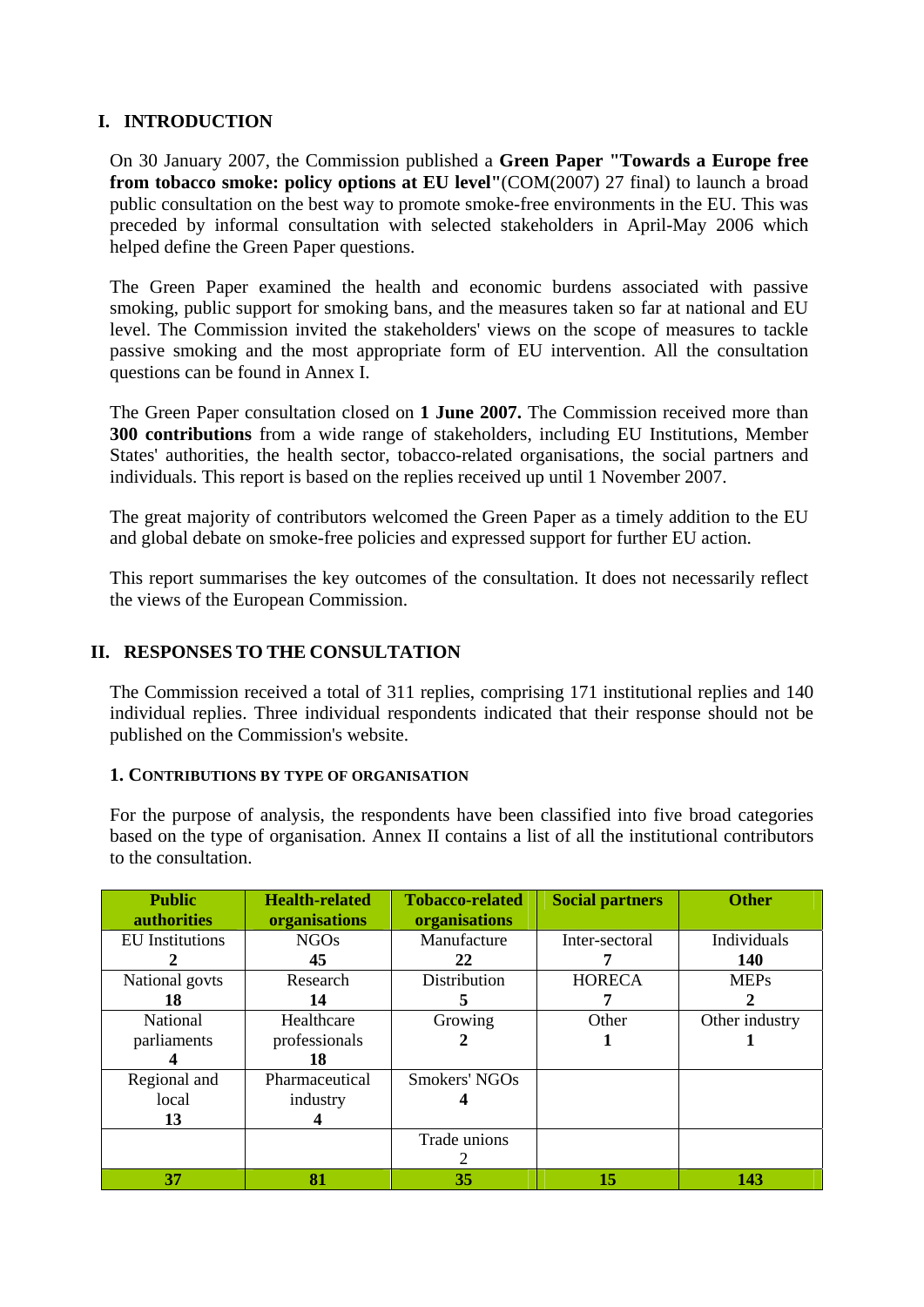# I. INTRODUCTION

On 30 January 2007, the Commission published a **Green Paper "Towards a Europe free from tobacco smoke: policy options at EU level"**(COM(2007) 27 final) to launch a broad public consultation on the best way to promote smoke-free environments in the EU. This was preceded by informal consultation with selected stakeholders in April-May 2006 which helped define the Green Paper questions.

The Green Paper examined the health and economic burdens associated with passive smoking, public support for smoking bans, and the measures taken so far at national and EU level. The Commission invited the stakeholders' views on the scope of measures to tackle passive smoking and the most appropriate form of EU intervention. All the consultation questions can be found in Annex I.

The Green Paper consultation closed on **1 June 2007.** The Commission received more than **300 contributions** from a wide range of stakeholders, including EU Institutions, Member States' authorities, the health sector, tobacco-related organisations, the social partners and individuals. This report is based on the replies received up until 1 November 2007.

The great majority of contributors welcomed the Green Paper as a timely addition to the EU and global debate on smoke-free policies and expressed support for further EU action.

This report summarises the key outcomes of the consultation. It does not necessarily reflect the views of the European Commission.

# II. RESPONSES TO THE CONSULTATION

The Commission received a total of 311 replies, comprising 171 institutional replies and 140 individual replies. Three individual respondents indicated that their response should not be published on the Commission's website.

### 1. CONTRIBUTIONS BY TYPE OF ORGANISATION

For the purpose of analysis, the respondents have been classified into five broad categories based on the type of organisation. Annex II contains a list of all the institutional contributors to the consultation.

| Public authorities | Health-related organisations | Tobacco-related organisations | Social partners | Other |
|---|---|---|---|---|
| EU Institutions **2** | NGOs **45** | Manufacture **22** | Inter-sectoral **7** | Individuals **140** |
| National govts **18** | Research **14** | Distribution **5** | HORECA **7** | MEPs **2** |
| National parliaments **4** | Healthcare professionals **18** | Growing **2** | Other **1** | Other industry **1** |
| Regional and local **13** | Pharmaceutical industry **4** | Smokers' NGOs **4** | | |
| | | Trade unions 2 | | |
| **37** | **81** | **35** | **15** | **143** |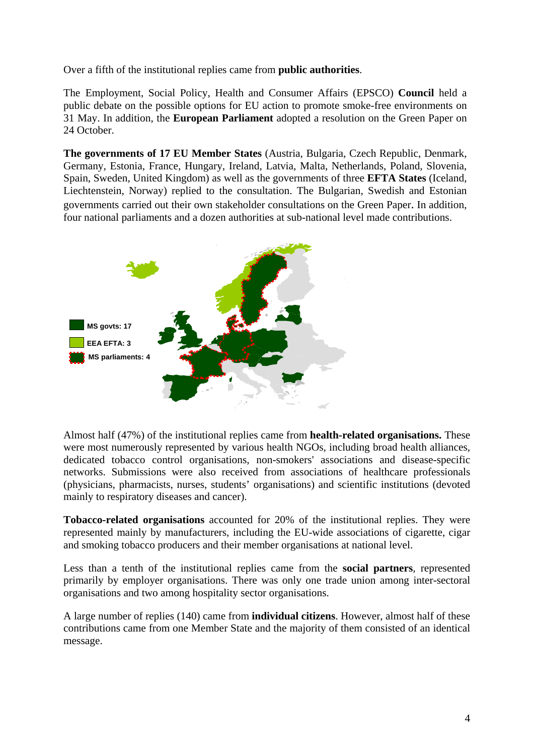Over a fifth of the institutional replies came from **public authorities**.

The Employment, Social Policy, Health and Consumer Affairs (EPSCO) **Council** held a public debate on the possible options for EU action to promote smoke-free environments on 31 May. In addition, the **European Parliament** adopted a resolution on the Green Paper on 24 October.

**The governments of 17 EU Member States** (Austria, Bulgaria, Czech Republic, Denmark, Germany, Estonia, France, Hungary, Ireland, Latvia, Malta, Netherlands, Poland, Slovenia, Spain, Sweden, United Kingdom) as well as the governments of three **EFTA States** (Iceland, Liechtenstein, Norway) replied to the consultation. The Bulgarian, Swedish and Estonian governments carried out their own stakeholder consultations on the Green Paper. In addition, four national parliaments and a dozen authorities at sub-national level made contributions.

MS govts: 17
EEA EFTA: 3
MS parliaments: 4

Almost half (47%) of the institutional replies came from **health-related organisations.** These were most numerously represented by various health NGOs, including broad health alliances, dedicated tobacco control organisations, non-smokers' associations and disease-specific networks. Submissions were also received from associations of healthcare professionals (physicians, pharmacists, nurses, students' organisations) and scientific institutions (devoted mainly to respiratory diseases and cancer).

**Tobacco-related organisations** accounted for 20% of the institutional replies. They were represented mainly by manufacturers, including the EU-wide associations of cigarette, cigar and smoking tobacco producers and their member organisations at national level.

Less than a tenth of the institutional replies came from the **social partners**, represented primarily by employer organisations. There was only one trade union among inter-sectoral organisations and two among hospitality sector organisations.

A large number of replies (140) came from **individual citizens**. However, almost half of these contributions came from one Member State and the majority of them consisted of an identical message.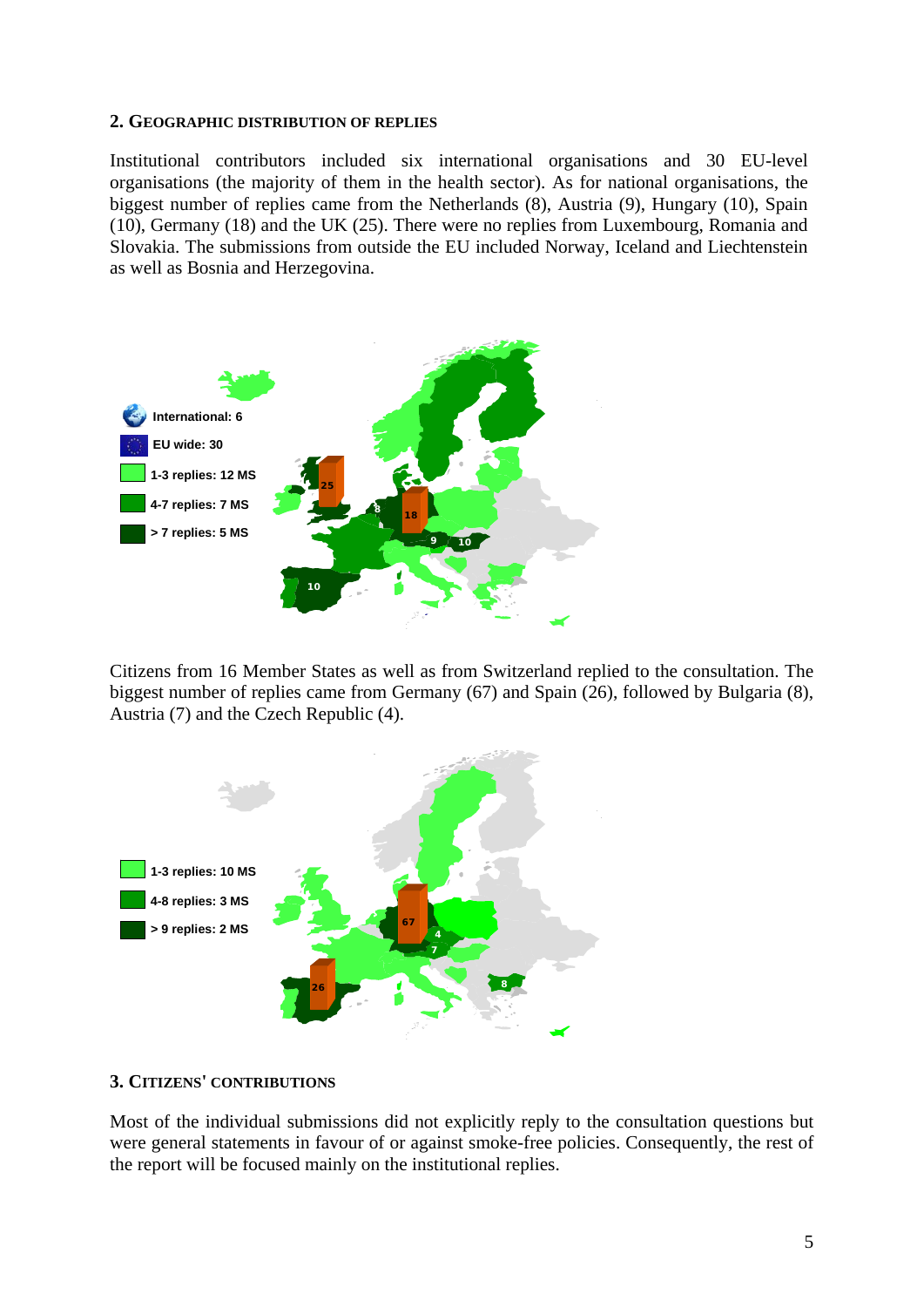## 2. Geographic distribution of replies

Institutional contributors included six international organisations and 30 EU-level organisations (the majority of them in the health sector). As for national organisations, the biggest number of replies came from the Netherlands (8), Austria (9), Hungary (10), Spain (10), Germany (18) and the UK (25). There were no replies from Luxembourg, Romania and Slovakia. The submissions from outside the EU included Norway, Iceland and Liechtenstein as well as Bosnia and Herzegovina.

International: 6

EU wide: 30

1-3 replies: 12 MS

4-7 replies: 7 MS

> 7 replies: 5 MS

Citizens from 16 Member States as well as from Switzerland replied to the consultation. The biggest number of replies came from Germany (67) and Spain (26), followed by Bulgaria (8), Austria (7) and the Czech Republic (4).

1-3 replies: 10 MS

4-8 replies: 3 MS

> 9 replies: 2 MS

## 3. Citizens' contributions

Most of the individual submissions did not explicitly reply to the consultation questions but were general statements in favour of or against smoke-free policies. Consequently, the rest of the report will be focused mainly on the institutional replies.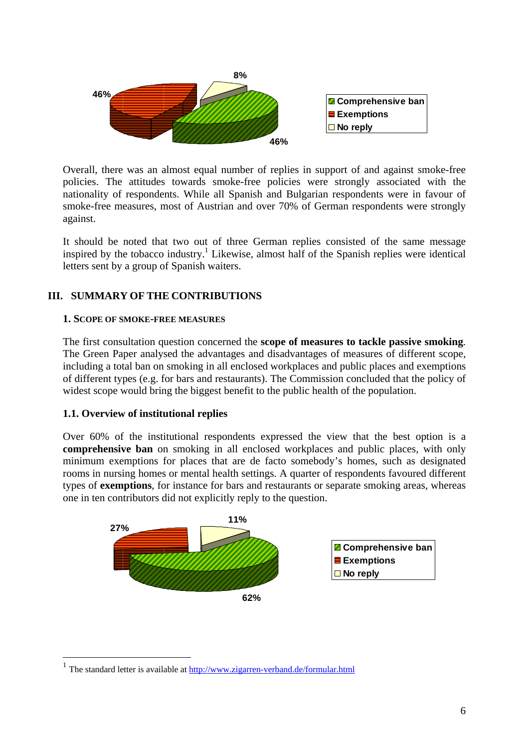46%

8%

46%

- Comprehensive ban
- Exemptions
- No reply

Overall, there was an almost equal number of replies in support of and against smoke-free policies. The attitudes towards smoke-free policies were strongly associated with the nationality of respondents. While all Spanish and Bulgarian respondents were in favour of smoke-free measures, most of Austrian and over 70% of German respondents were strongly against.

It should be noted that two out of three German replies consisted of the same message inspired by the tobacco industry.[1] Likewise, almost half of the Spanish replies were identical letters sent by a group of Spanish waiters.

## III. SUMMARY OF THE CONTRIBUTIONS

### 1. SCOPE OF SMOKE-FREE MEASURES

The first consultation question concerned the **scope of measures to tackle passive smoking**. The Green Paper analysed the advantages and disadvantages of measures of different scope, including a total ban on smoking in all enclosed workplaces and public places and exemptions of different types (e.g. for bars and restaurants). The Commission concluded that the policy of widest scope would bring the biggest benefit to the public health of the population.

#### 1.1. Overview of institutional replies

Over 60% of the institutional respondents expressed the view that the best option is a **comprehensive ban** on smoking in all enclosed workplaces and public places, with only minimum exemptions for places that are de facto somebody's homes, such as designated rooms in nursing homes or mental health settings. A quarter of respondents favoured different types of **exemptions**, for instance for bars and restaurants or separate smoking areas, whereas one in ten contributors did not explicitly reply to the question.

27%

11%

62%

- Comprehensive ban
- Exemptions
- No reply

[1] The standard letter is available at http://www.zigarren-verband.de/formular.html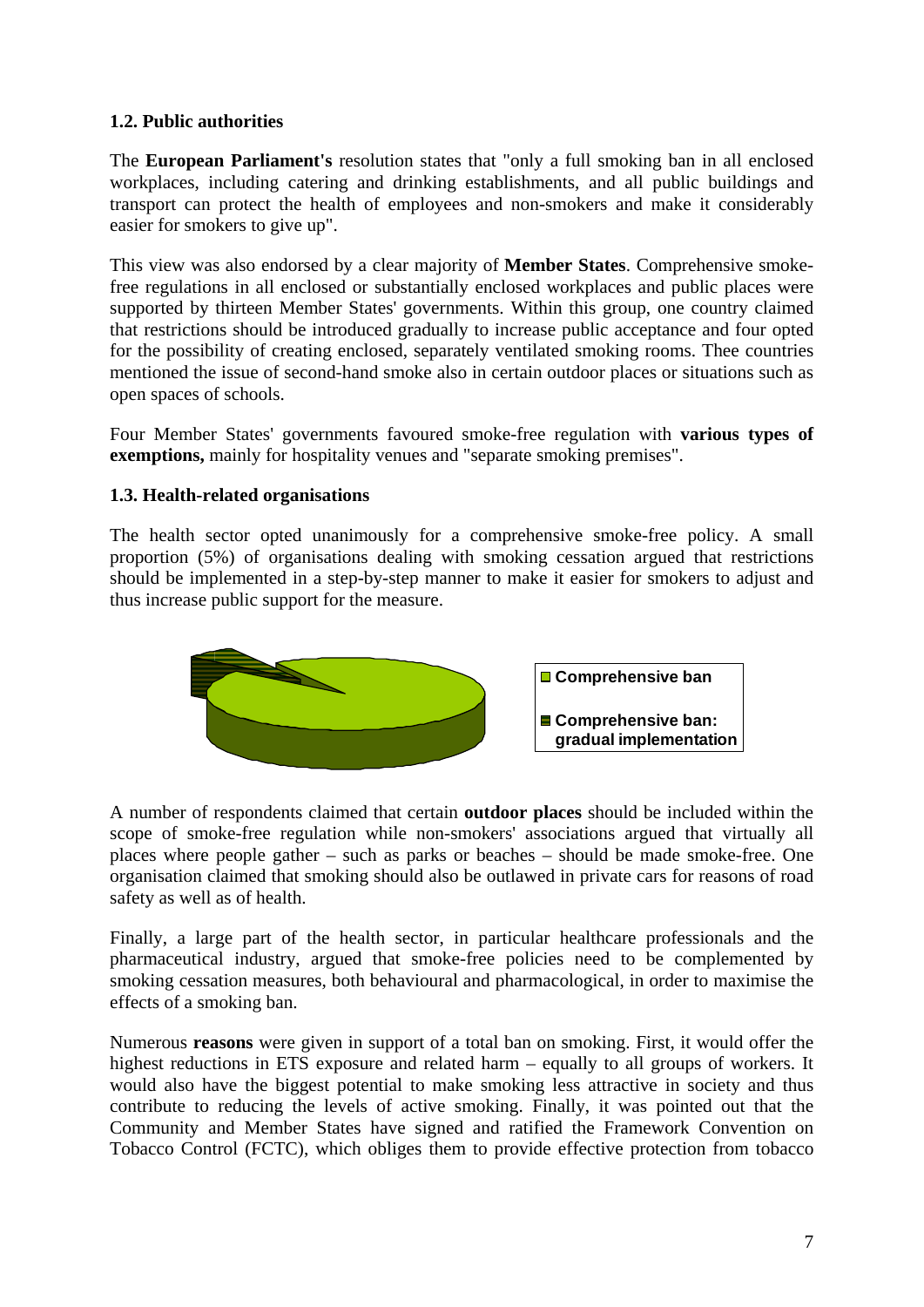### 1.2. Public authorities

The **European Parliament's** resolution states that "only a full smoking ban in all enclosed workplaces, including catering and drinking establishments, and all public buildings and transport can protect the health of employees and non-smokers and make it considerably easier for smokers to give up".

This view was also endorsed by a clear majority of **Member States**. Comprehensive smoke-free regulations in all enclosed or substantially enclosed workplaces and public places were supported by thirteen Member States' governments. Within this group, one country claimed that restrictions should be introduced gradually to increase public acceptance and four opted for the possibility of creating enclosed, separately ventilated smoking rooms. Thee countries mentioned the issue of second-hand smoke also in certain outdoor places or situations such as open spaces of schools.

Four Member States' governments favoured smoke-free regulation with **various types of exemptions,** mainly for hospitality venues and "separate smoking premises".

### 1.3. Health-related organisations

The health sector opted unanimously for a comprehensive smoke-free policy. A small proportion (5%) of organisations dealing with smoking cessation argued that restrictions should be implemented in a step-by-step manner to make it easier for smokers to adjust and thus increase public support for the measure.

Comprehensive ban

Comprehensive ban: gradual implementation

A number of respondents claimed that certain **outdoor places** should be included within the scope of smoke-free regulation while non-smokers' associations argued that virtually all places where people gather – such as parks or beaches – should be made smoke-free. One organisation claimed that smoking should also be outlawed in private cars for reasons of road safety as well as of health.

Finally, a large part of the health sector, in particular healthcare professionals and the pharmaceutical industry, argued that smoke-free policies need to be complemented by smoking cessation measures, both behavioural and pharmacological, in order to maximise the effects of a smoking ban.

Numerous **reasons** were given in support of a total ban on smoking. First, it would offer the highest reductions in ETS exposure and related harm – equally to all groups of workers. It would also have the biggest potential to make smoking less attractive in society and thus contribute to reducing the levels of active smoking. Finally, it was pointed out that the Community and Member States have signed and ratified the Framework Convention on Tobacco Control (FCTC), which obliges them to provide effective protection from tobacco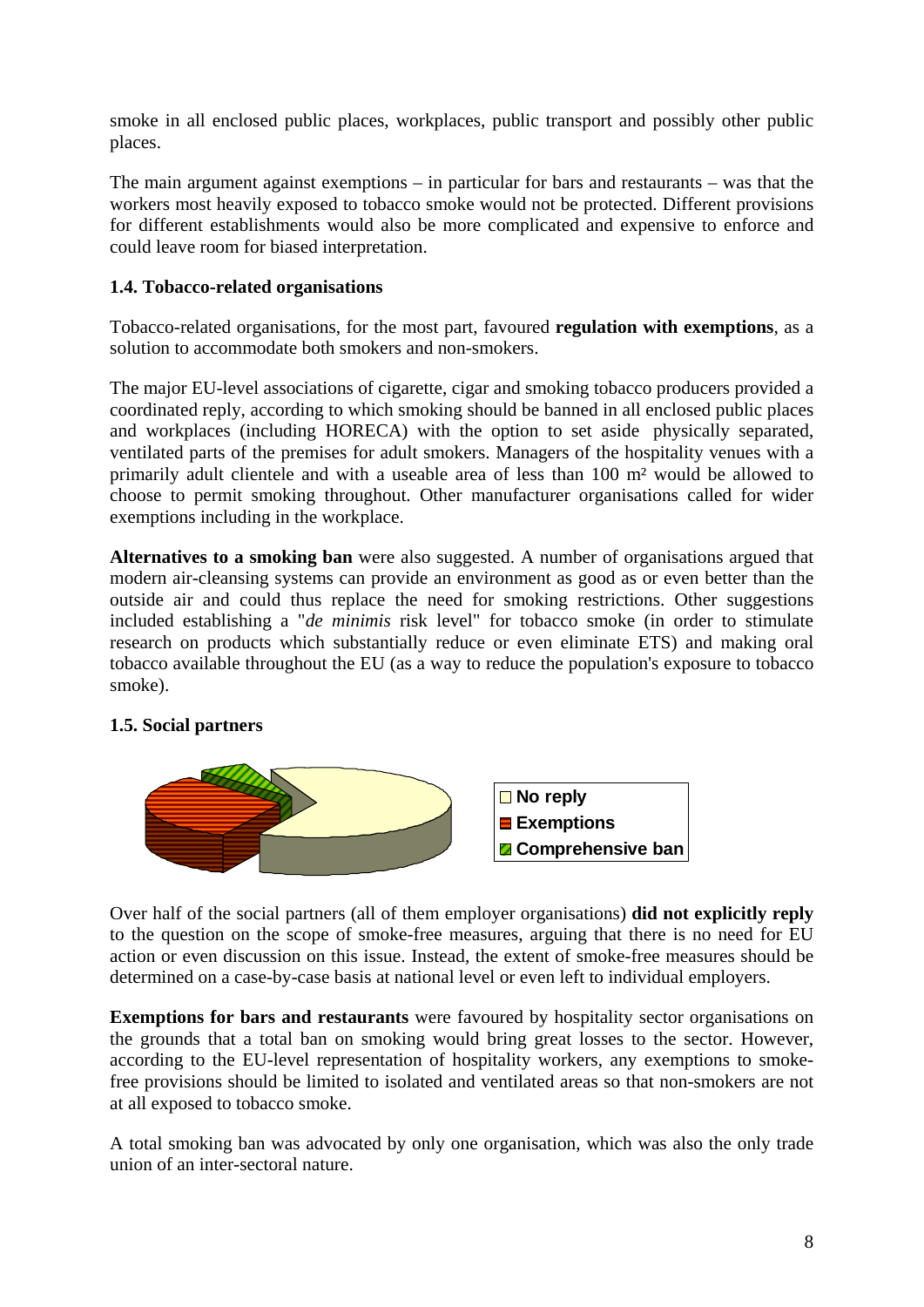smoke in all enclosed public places, workplaces, public transport and possibly other public places.

The main argument against exemptions – in particular for bars and restaurants – was that the workers most heavily exposed to tobacco smoke would not be protected. Different provisions for different establishments would also be more complicated and expensive to enforce and could leave room for biased interpretation.

### 1.4. Tobacco-related organisations

Tobacco-related organisations, for the most part, favoured **regulation with exemptions**, as a solution to accommodate both smokers and non-smokers.

The major EU-level associations of cigarette, cigar and smoking tobacco producers provided a coordinated reply, according to which smoking should be banned in all enclosed public places and workplaces (including HORECA) with the option to set aside physically separated, ventilated parts of the premises for adult smokers. Managers of the hospitality venues with a primarily adult clientele and with a useable area of less than 100 m² would be allowed to choose to permit smoking throughout. Other manufacturer organisations called for wider exemptions including in the workplace.

**Alternatives to a smoking ban** were also suggested. A number of organisations argued that modern air-cleansing systems can provide an environment as good as or even better than the outside air and could thus replace the need for smoking restrictions. Other suggestions included establishing a "*de minimis* risk level" for tobacco smoke (in order to stimulate research on products which substantially reduce or even eliminate ETS) and making oral tobacco available throughout the EU (as a way to reduce the population's exposure to tobacco smoke).

### 1.5. Social partners

No reply
Exemptions
Comprehensive ban

Over half of the social partners (all of them employer organisations) **did not explicitly reply** to the question on the scope of smoke-free measures, arguing that there is no need for EU action or even discussion on this issue. Instead, the extent of smoke-free measures should be determined on a case-by-case basis at national level or even left to individual employers.

**Exemptions for bars and restaurants** were favoured by hospitality sector organisations on the grounds that a total ban on smoking would bring great losses to the sector. However, according to the EU-level representation of hospitality workers, any exemptions to smoke-free provisions should be limited to isolated and ventilated areas so that non-smokers are not at all exposed to tobacco smoke.

A total smoking ban was advocated by only one organisation, which was also the only trade union of an inter-sectoral nature.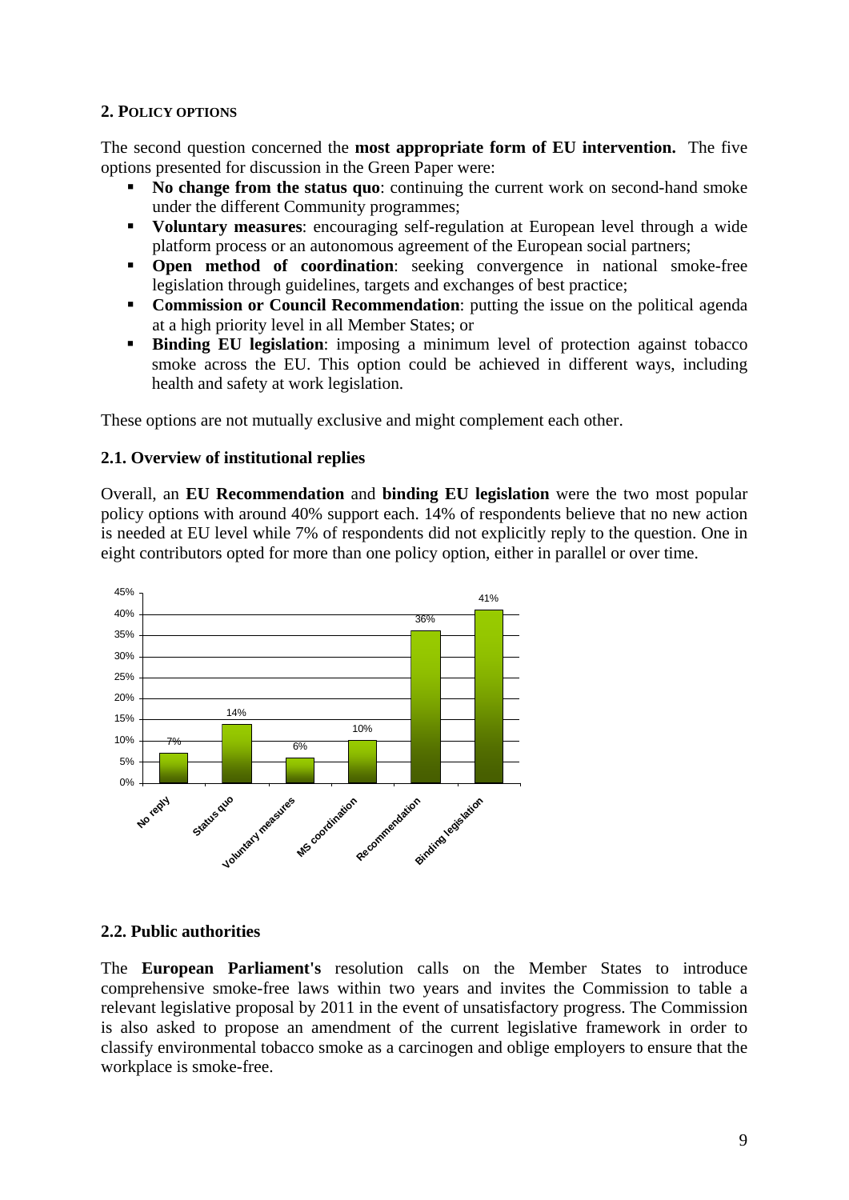## 2. POLICY OPTIONS

The second question concerned the **most appropriate form of EU intervention.** The five options presented for discussion in the Green Paper were:

- **No change from the status quo**: continuing the current work on second-hand smoke under the different Community programmes;
- **Voluntary measures**: encouraging self-regulation at European level through a wide platform process or an autonomous agreement of the European social partners;
- **Open method of coordination**: seeking convergence in national smoke-free legislation through guidelines, targets and exchanges of best practice;
- **Commission or Council Recommendation**: putting the issue on the political agenda at a high priority level in all Member States; or
- **Binding EU legislation**: imposing a minimum level of protection against tobacco smoke across the EU. This option could be achieved in different ways, including health and safety at work legislation.

These options are not mutually exclusive and might complement each other.

### 2.1. Overview of institutional replies

Overall, an **EU Recommendation** and **binding EU legislation** were the two most popular policy options with around 40% support each. 14% of respondents believe that no new action is needed at EU level while 7% of respondents did not explicitly reply to the question. One in eight contributors opted for more than one policy option, either in parallel or over time.

| Option | Share |
| --- | --- |
| No reply | 7% |
| Status quo | 14% |
| Voluntary measures | 6% |
| MS coordination | 10% |
| Recommendation | 36% |
| Binding legislation | 41% |

### 2.2. Public authorities

The **European Parliament's** resolution calls on the Member States to introduce comprehensive smoke-free laws within two years and invites the Commission to table a relevant legislative proposal by 2011 in the event of unsatisfactory progress. The Commission is also asked to propose an amendment of the current legislative framework in order to classify environmental tobacco smoke as a carcinogen and oblige employers to ensure that the workplace is smoke-free.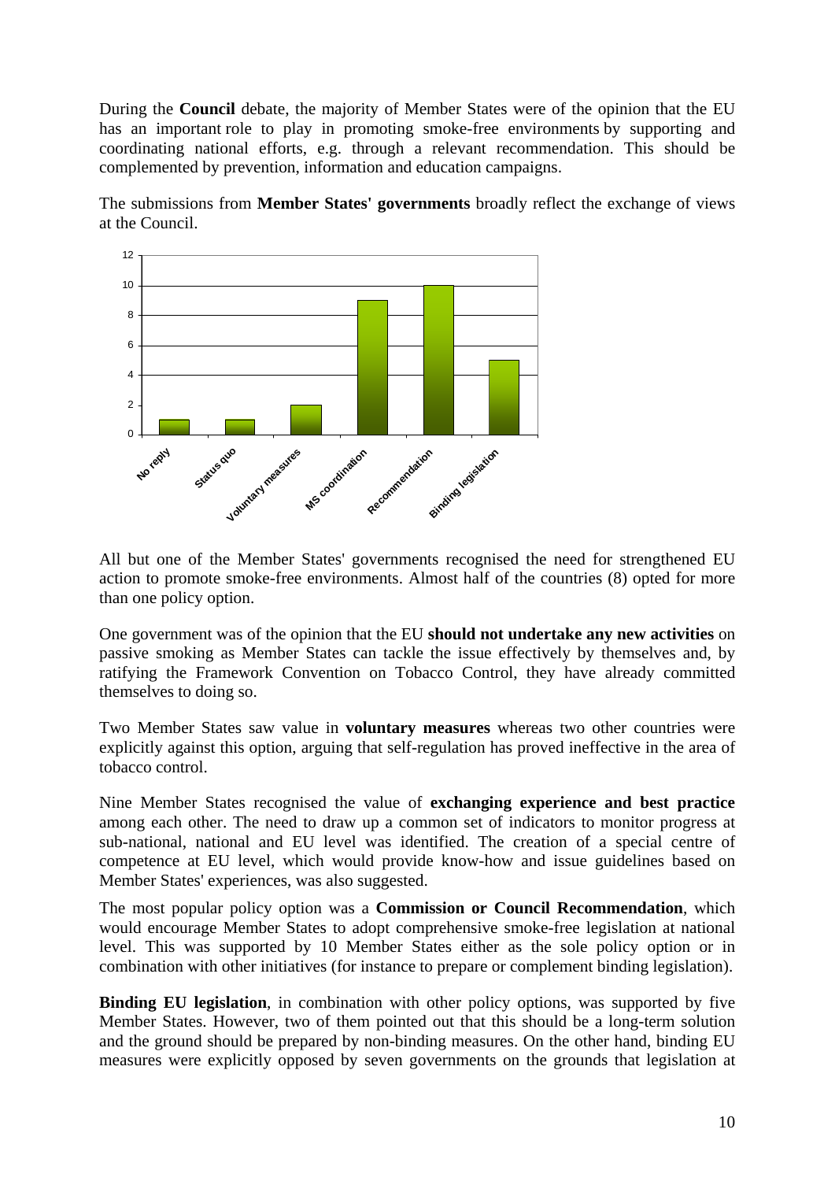During the **Council** debate, the majority of Member States were of the opinion that the EU has an important role to play in promoting smoke-free environments by supporting and coordinating national efforts, e.g. through a relevant recommendation. This should be complemented by prevention, information and education campaigns.

The submissions from **Member States' governments** broadly reflect the exchange of views at the Council.

| No reply | Status quo | Voluntary measures | MS coordination | Recommendation | Binding legislation |
|---|---|---|---|---|---|
| 1 | 1 | 2 | 9 | 10 | 5 |

All but one of the Member States' governments recognised the need for strengthened EU action to promote smoke-free environments. Almost half of the countries (8) opted for more than one policy option.

One government was of the opinion that the EU **should not undertake any new activities** on passive smoking as Member States can tackle the issue effectively by themselves and, by ratifying the Framework Convention on Tobacco Control, they have already committed themselves to doing so.

Two Member States saw value in **voluntary measures** whereas two other countries were explicitly against this option, arguing that self-regulation has proved ineffective in the area of tobacco control.

Nine Member States recognised the value of **exchanging experience and best practice** among each other. The need to draw up a common set of indicators to monitor progress at sub-national, national and EU level was identified. The creation of a special centre of competence at EU level, which would provide know-how and issue guidelines based on Member States' experiences, was also suggested.

The most popular policy option was a **Commission or Council Recommendation**, which would encourage Member States to adopt comprehensive smoke-free legislation at national level. This was supported by 10 Member States either as the sole policy option or in combination with other initiatives (for instance to prepare or complement binding legislation).

**Binding EU legislation**, in combination with other policy options, was supported by five Member States. However, two of them pointed out that this should be a long-term solution and the ground should be prepared by non-binding measures. On the other hand, binding EU measures were explicitly opposed by seven governments on the grounds that legislation at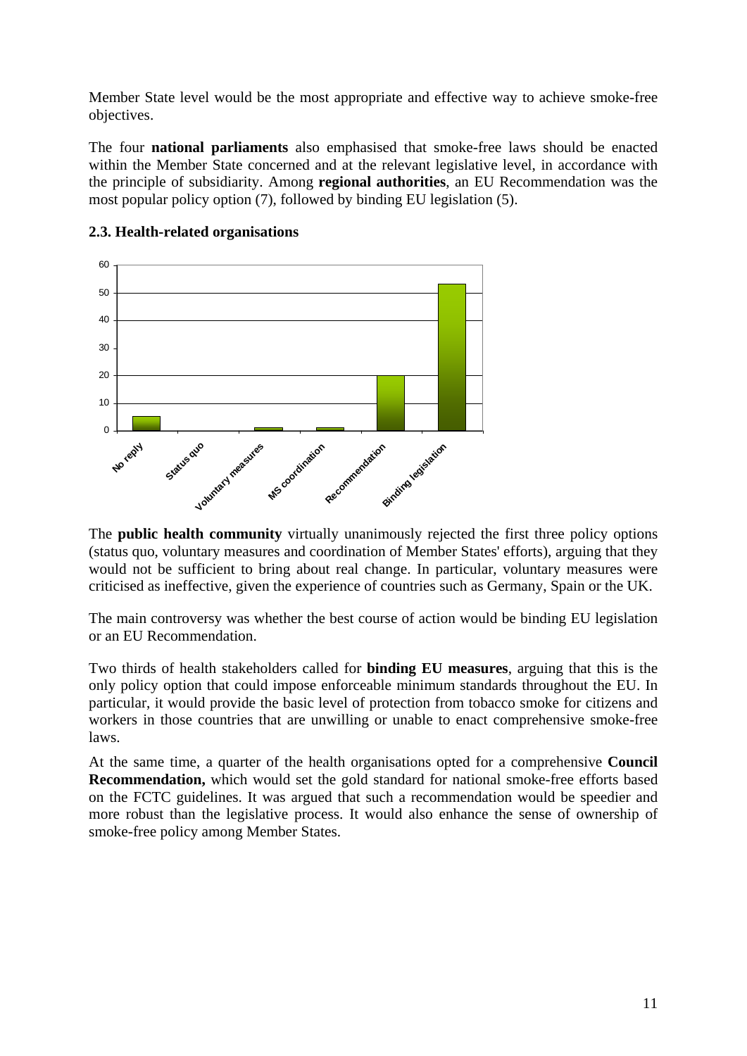Member State level would be the most appropriate and effective way to achieve smoke-free objectives.

The four **national parliaments** also emphasised that smoke-free laws should be enacted within the Member State concerned and at the relevant legislative level, in accordance with the principle of subsidiarity. Among **regional authorities**, an EU Recommendation was the most popular policy option (7), followed by binding EU legislation (5).

### 2.3. Health-related organisations

The **public health community** virtually unanimously rejected the first three policy options (status quo, voluntary measures and coordination of Member States' efforts), arguing that they would not be sufficient to bring about real change. In particular, voluntary measures were criticised as ineffective, given the experience of countries such as Germany, Spain or the UK.

The main controversy was whether the best course of action would be binding EU legislation or an EU Recommendation.

Two thirds of health stakeholders called for **binding EU measures**, arguing that this is the only policy option that could impose enforceable minimum standards throughout the EU. In particular, it would provide the basic level of protection from tobacco smoke for citizens and workers in those countries that are unwilling or unable to enact comprehensive smoke-free laws.

At the same time, a quarter of the health organisations opted for a comprehensive **Council Recommendation,** which would set the gold standard for national smoke-free efforts based on the FCTC guidelines. It was argued that such a recommendation would be speedier and more robust than the legislative process. It would also enhance the sense of ownership of smoke-free policy among Member States.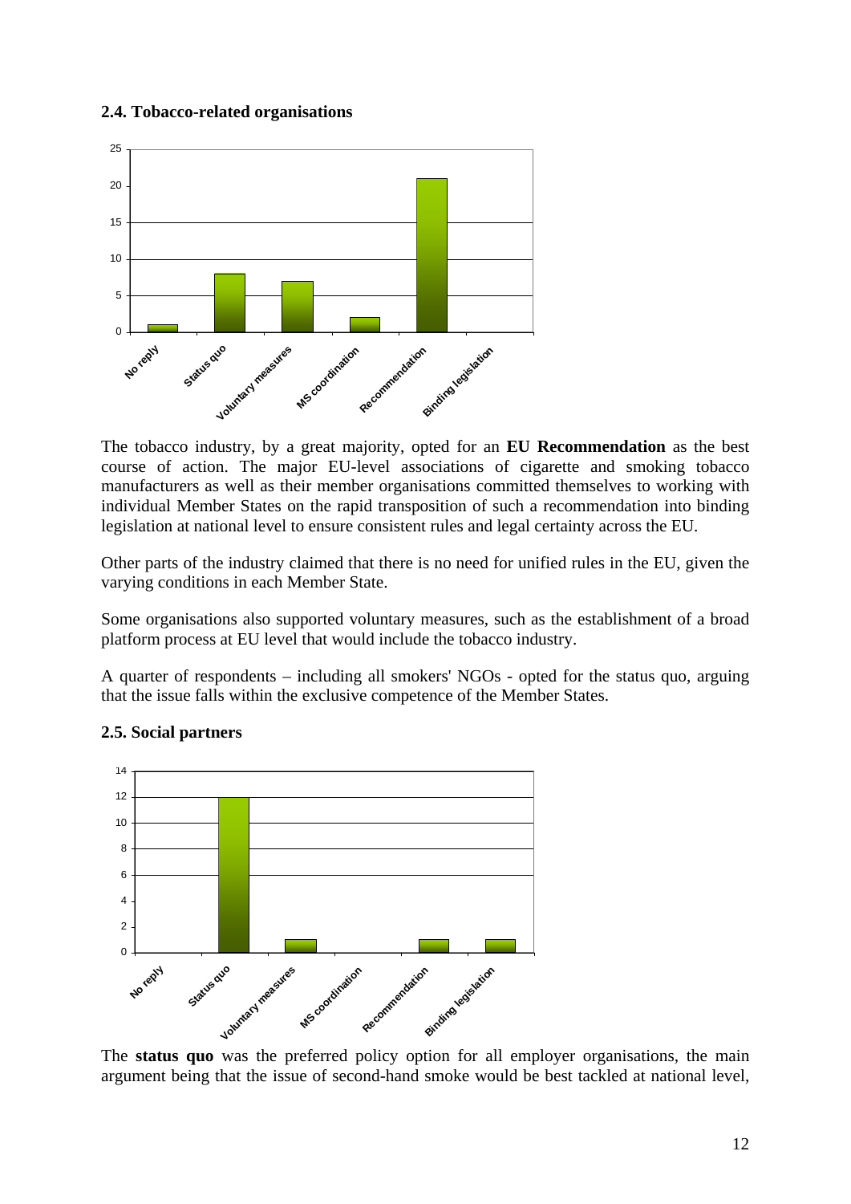### 2.4. Tobacco-related organisations

The tobacco industry, by a great majority, opted for an **EU Recommendation** as the best course of action. The major EU-level associations of cigarette and smoking tobacco manufacturers as well as their member organisations committed themselves to working with individual Member States on the rapid transposition of such a recommendation into binding legislation at national level to ensure consistent rules and legal certainty across the EU.

Other parts of the industry claimed that there is no need for unified rules in the EU, given the varying conditions in each Member State.

Some organisations also supported voluntary measures, such as the establishment of a broad platform process at EU level that would include the tobacco industry.

A quarter of respondents – including all smokers' NGOs - opted for the status quo, arguing that the issue falls within the exclusive competence of the Member States.

### 2.5. Social partners

The **status quo** was the preferred policy option for all employer organisations, the main argument being that the issue of second-hand smoke would be best tackled at national level,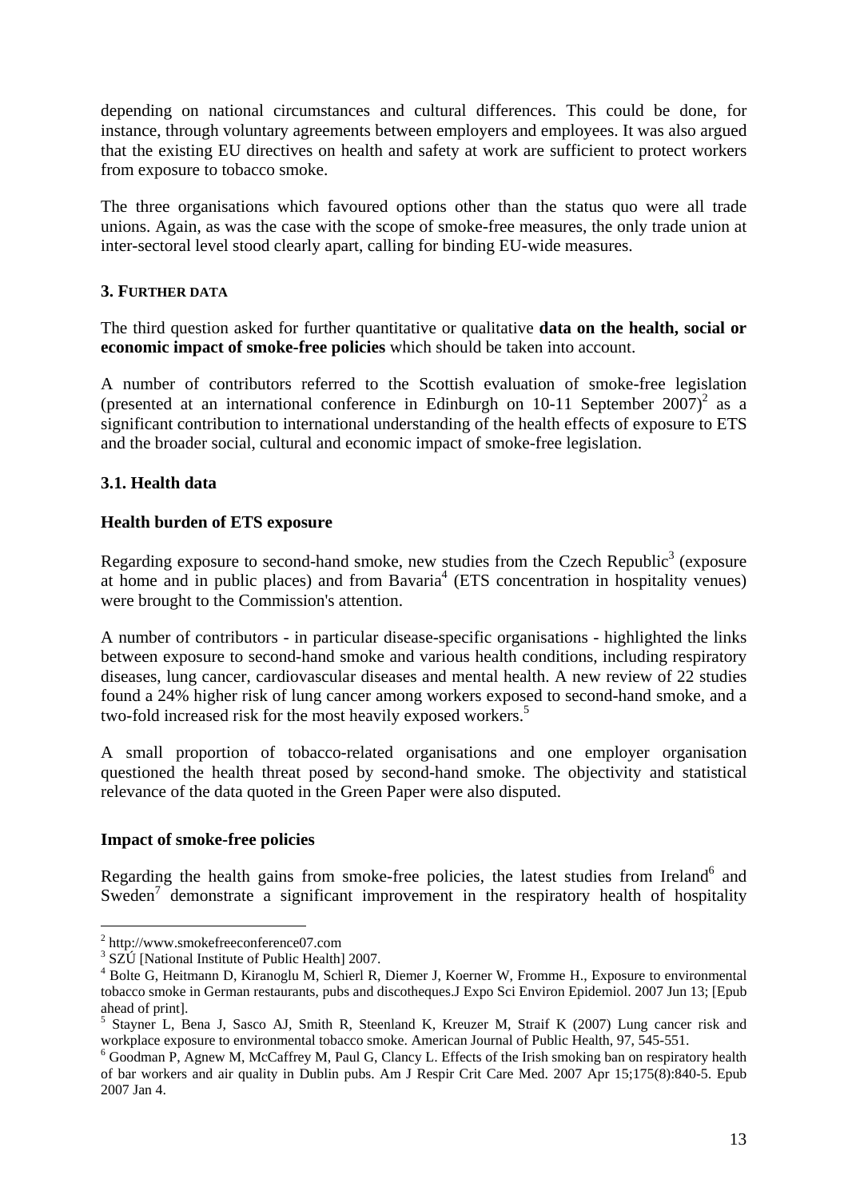depending on national circumstances and cultural differences. This could be done, for instance, through voluntary agreements between employers and employees. It was also argued that the existing EU directives on health and safety at work are sufficient to protect workers from exposure to tobacco smoke.

The three organisations which favoured options other than the status quo were all trade unions. Again, as was the case with the scope of smoke-free measures, the only trade union at inter-sectoral level stood clearly apart, calling for binding EU-wide measures.

### 3. FURTHER DATA

The third question asked for further quantitative or qualitative **data on the health, social or economic impact of smoke-free policies** which should be taken into account.

A number of contributors referred to the Scottish evaluation of smoke-free legislation (presented at an international conference in Edinburgh on 10-11 September 2007)[2] as a significant contribution to international understanding of the health effects of exposure to ETS and the broader social, cultural and economic impact of smoke-free legislation.

### 3.1. Health data

**Health burden of ETS exposure**

Regarding exposure to second-hand smoke, new studies from the Czech Republic[3] (exposure at home and in public places) and from Bavaria[4] (ETS concentration in hospitality venues) were brought to the Commission's attention.

A number of contributors - in particular disease-specific organisations - highlighted the links between exposure to second-hand smoke and various health conditions, including respiratory diseases, lung cancer, cardiovascular diseases and mental health. A new review of 22 studies found a 24% higher risk of lung cancer among workers exposed to second-hand smoke, and a two-fold increased risk for the most heavily exposed workers.[5]

A small proportion of tobacco-related organisations and one employer organisation questioned the health threat posed by second-hand smoke. The objectivity and statistical relevance of the data quoted in the Green Paper were also disputed.

**Impact of smoke-free policies**

Regarding the health gains from smoke-free policies, the latest studies from Ireland[6] and Sweden[7] demonstrate a significant improvement in the respiratory health of hospitality

---

[2] http://www.smokefreeconference07.com

[3] SZÚ [National Institute of Public Health] 2007.

[4] Bolte G, Heitmann D, Kiranoglu M, Schierl R, Diemer J, Koerner W, Fromme H., Exposure to environmental tobacco smoke in German restaurants, pubs and discotheques.J Expo Sci Environ Epidemiol. 2007 Jun 13; [Epub ahead of print].

[5] Stayner L, Bena J, Sasco AJ, Smith R, Steenland K, Kreuzer M, Straif K (2007) Lung cancer risk and workplace exposure to environmental tobacco smoke. American Journal of Public Health, 97, 545-551.

[6] Goodman P, Agnew M, McCaffrey M, Paul G, Clancy L. Effects of the Irish smoking ban on respiratory health of bar workers and air quality in Dublin pubs. Am J Respir Crit Care Med. 2007 Apr 15;175(8):840-5. Epub 2007 Jan 4.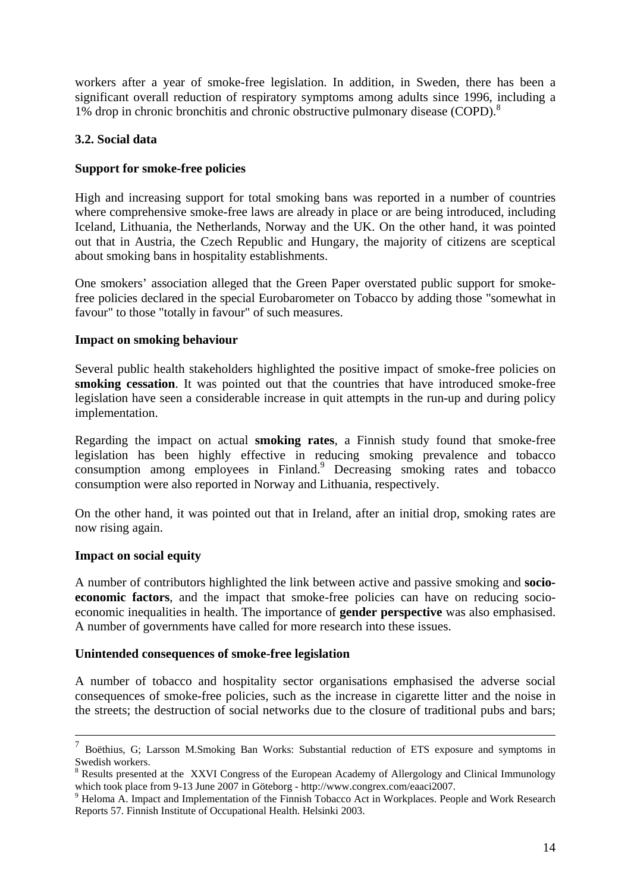workers after a year of smoke-free legislation. In addition, in Sweden, there has been a significant overall reduction of respiratory symptoms among adults since 1996, including a 1% drop in chronic bronchitis and chronic obstructive pulmonary disease (COPD).[8]

### 3.2. Social data

**Support for smoke-free policies**

High and increasing support for total smoking bans was reported in a number of countries where comprehensive smoke-free laws are already in place or are being introduced, including Iceland, Lithuania, the Netherlands, Norway and the UK. On the other hand, it was pointed out that in Austria, the Czech Republic and Hungary, the majority of citizens are sceptical about smoking bans in hospitality establishments.

One smokers' association alleged that the Green Paper overstated public support for smoke-free policies declared in the special Eurobarometer on Tobacco by adding those "somewhat in favour" to those "totally in favour" of such measures.

**Impact on smoking behaviour**

Several public health stakeholders highlighted the positive impact of smoke-free policies on **smoking cessation**. It was pointed out that the countries that have introduced smoke-free legislation have seen a considerable increase in quit attempts in the run-up and during policy implementation.

Regarding the impact on actual **smoking rates**, a Finnish study found that smoke-free legislation has been highly effective in reducing smoking prevalence and tobacco consumption among employees in Finland.[9] Decreasing smoking rates and tobacco consumption were also reported in Norway and Lithuania, respectively.

On the other hand, it was pointed out that in Ireland, after an initial drop, smoking rates are now rising again.

**Impact on social equity**

A number of contributors highlighted the link between active and passive smoking and **socio-economic factors**, and the impact that smoke-free policies can have on reducing socio-economic inequalities in health. The importance of **gender perspective** was also emphasised. A number of governments have called for more research into these issues.

**Unintended consequences of smoke-free legislation**

A number of tobacco and hospitality sector organisations emphasised the adverse social consequences of smoke-free policies, such as the increase in cigarette litter and the noise in the streets; the destruction of social networks due to the closure of traditional pubs and bars;

---

[7] Boëthius, G; Larsson M.Smoking Ban Works: Substantial reduction of ETS exposure and symptoms in Swedish workers.

[8] Results presented at the XXVI Congress of the European Academy of Allergology and Clinical Immunology which took place from 9-13 June 2007 in Göteborg - http://www.congrex.com/eaaci2007.

[9] Heloma A. Impact and Implementation of the Finnish Tobacco Act in Workplaces. People and Work Research Reports 57. Finnish Institute of Occupational Health. Helsinki 2003.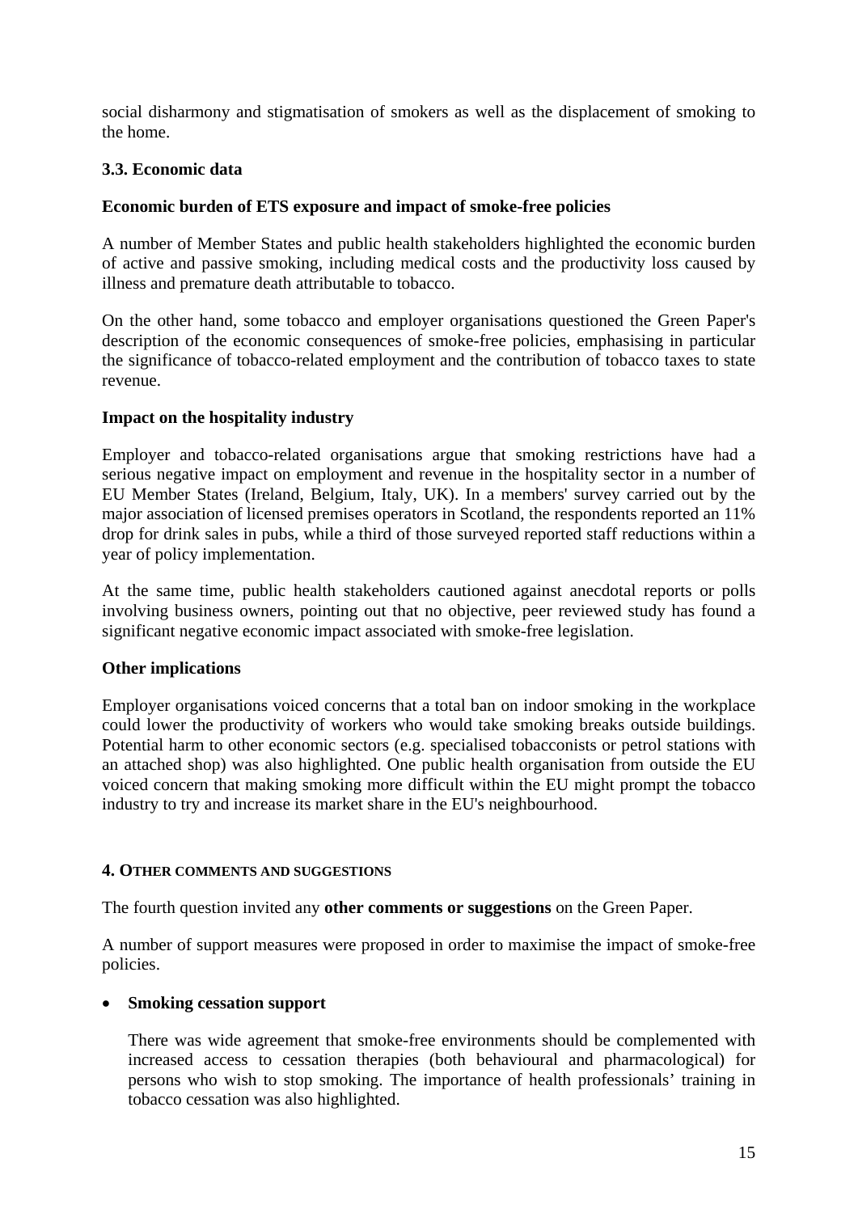social disharmony and stigmatisation of smokers as well as the displacement of smoking to the home.

### 3.3. Economic data

**Economic burden of ETS exposure and impact of smoke-free policies**

A number of Member States and public health stakeholders highlighted the economic burden of active and passive smoking, including medical costs and the productivity loss caused by illness and premature death attributable to tobacco.

On the other hand, some tobacco and employer organisations questioned the Green Paper's description of the economic consequences of smoke-free policies, emphasising in particular the significance of tobacco-related employment and the contribution of tobacco taxes to state revenue.

**Impact on the hospitality industry**

Employer and tobacco-related organisations argue that smoking restrictions have had a serious negative impact on employment and revenue in the hospitality sector in a number of EU Member States (Ireland, Belgium, Italy, UK). In a members' survey carried out by the major association of licensed premises operators in Scotland, the respondents reported an 11% drop for drink sales in pubs, while a third of those surveyed reported staff reductions within a year of policy implementation.

At the same time, public health stakeholders cautioned against anecdotal reports or polls involving business owners, pointing out that no objective, peer reviewed study has found a significant negative economic impact associated with smoke-free legislation.

**Other implications**

Employer organisations voiced concerns that a total ban on indoor smoking in the workplace could lower the productivity of workers who would take smoking breaks outside buildings. Potential harm to other economic sectors (e.g. specialised tobacconists or petrol stations with an attached shop) was also highlighted. One public health organisation from outside the EU voiced concern that making smoking more difficult within the EU might prompt the tobacco industry to try and increase its market share in the EU's neighbourhood.

## 4. Other comments and suggestions

The fourth question invited any **other comments or suggestions** on the Green Paper.

A number of support measures were proposed in order to maximise the impact of smoke-free policies.

- **Smoking cessation support**

  There was wide agreement that smoke-free environments should be complemented with increased access to cessation therapies (both behavioural and pharmacological) for persons who wish to stop smoking. The importance of health professionals' training in tobacco cessation was also highlighted.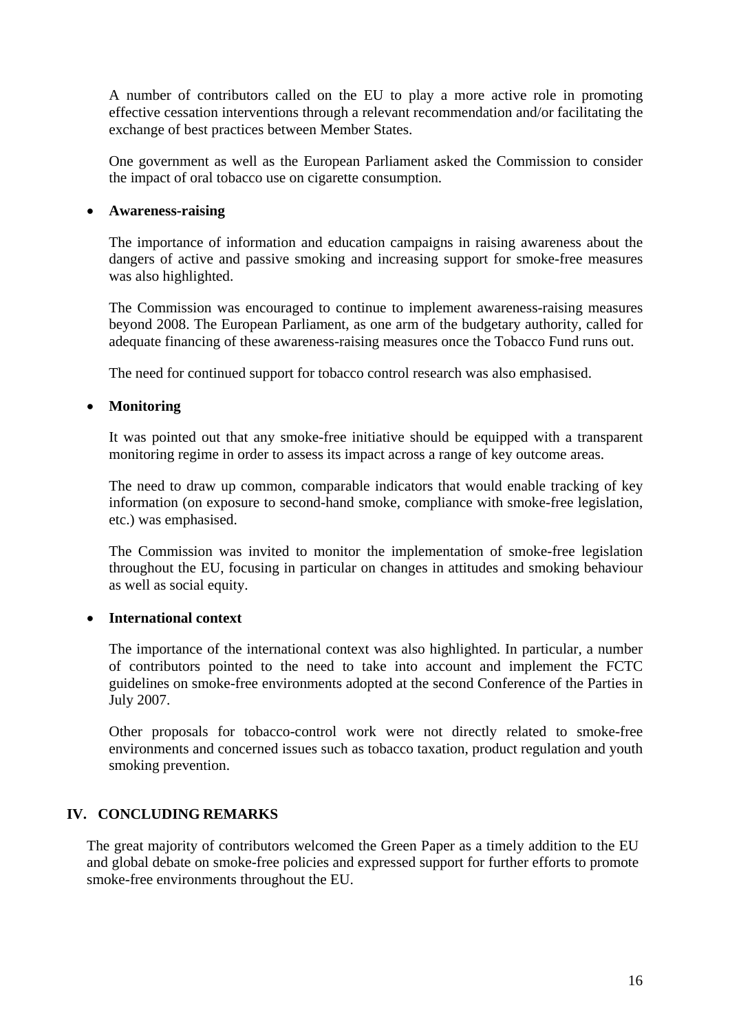A number of contributors called on the EU to play a more active role in promoting effective cessation interventions through a relevant recommendation and/or facilitating the exchange of best practices between Member States.

One government as well as the European Parliament asked the Commission to consider the impact of oral tobacco use on cigarette consumption.

- **Awareness-raising**

The importance of information and education campaigns in raising awareness about the dangers of active and passive smoking and increasing support for smoke-free measures was also highlighted.

The Commission was encouraged to continue to implement awareness-raising measures beyond 2008. The European Parliament, as one arm of the budgetary authority, called for adequate financing of these awareness-raising measures once the Tobacco Fund runs out.

The need for continued support for tobacco control research was also emphasised.

- **Monitoring**

It was pointed out that any smoke-free initiative should be equipped with a transparent monitoring regime in order to assess its impact across a range of key outcome areas.

The need to draw up common, comparable indicators that would enable tracking of key information (on exposure to second-hand smoke, compliance with smoke-free legislation, etc.) was emphasised.

The Commission was invited to monitor the implementation of smoke-free legislation throughout the EU, focusing in particular on changes in attitudes and smoking behaviour as well as social equity.

- **International context**

The importance of the international context was also highlighted. In particular, a number of contributors pointed to the need to take into account and implement the FCTC guidelines on smoke-free environments adopted at the second Conference of the Parties in July 2007.

Other proposals for tobacco-control work were not directly related to smoke-free environments and concerned issues such as tobacco taxation, product regulation and youth smoking prevention.

## IV. CONCLUDING REMARKS

The great majority of contributors welcomed the Green Paper as a timely addition to the EU and global debate on smoke-free policies and expressed support for further efforts to promote smoke-free environments throughout the EU.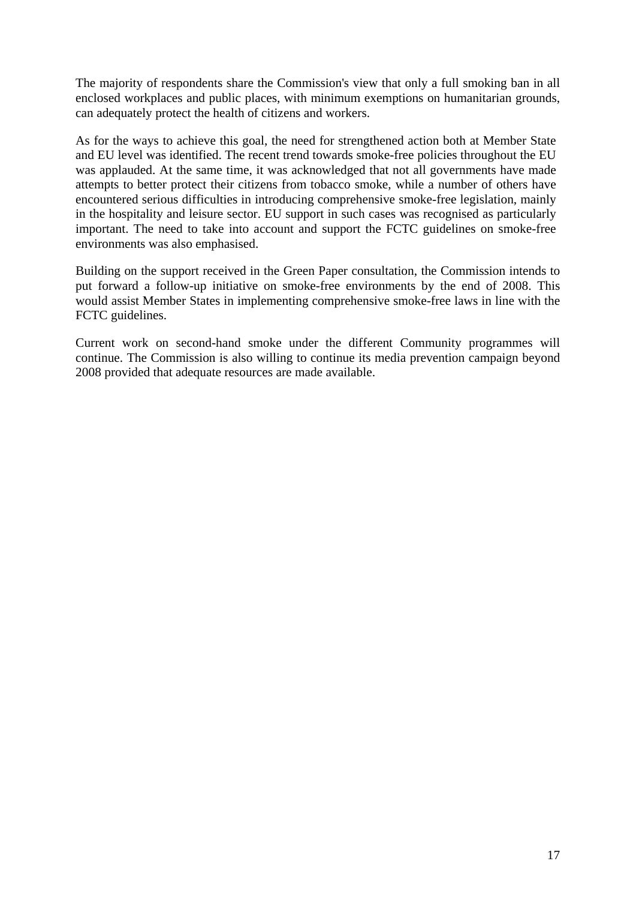The majority of respondents share the Commission's view that only a full smoking ban in all enclosed workplaces and public places, with minimum exemptions on humanitarian grounds, can adequately protect the health of citizens and workers.

As for the ways to achieve this goal, the need for strengthened action both at Member State and EU level was identified. The recent trend towards smoke-free policies throughout the EU was applauded. At the same time, it was acknowledged that not all governments have made attempts to better protect their citizens from tobacco smoke, while a number of others have encountered serious difficulties in introducing comprehensive smoke-free legislation, mainly in the hospitality and leisure sector. EU support in such cases was recognised as particularly important. The need to take into account and support the FCTC guidelines on smoke-free environments was also emphasised.

Building on the support received in the Green Paper consultation, the Commission intends to put forward a follow-up initiative on smoke-free environments by the end of 2008. This would assist Member States in implementing comprehensive smoke-free laws in line with the FCTC guidelines.

Current work on second-hand smoke under the different Community programmes will continue. The Commission is also willing to continue its media prevention campaign beyond 2008 provided that adequate resources are made available.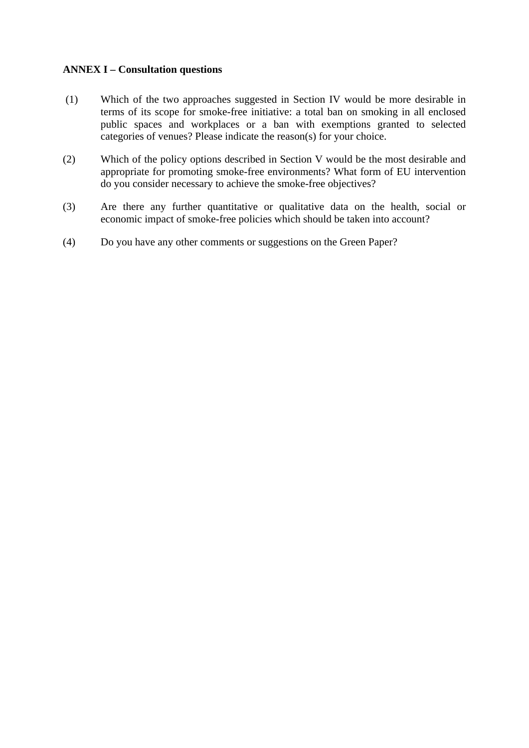**ANNEX I – Consultation questions**

(1) Which of the two approaches suggested in Section IV would be more desirable in terms of its scope for smoke-free initiative: a total ban on smoking in all enclosed public spaces and workplaces or a ban with exemptions granted to selected categories of venues? Please indicate the reason(s) for your choice.

(2) Which of the policy options described in Section V would be the most desirable and appropriate for promoting smoke-free environments? What form of EU intervention do you consider necessary to achieve the smoke-free objectives?

(3) Are there any further quantitative or qualitative data on the health, social or economic impact of smoke-free policies which should be taken into account?

(4) Do you have any other comments or suggestions on the Green Paper?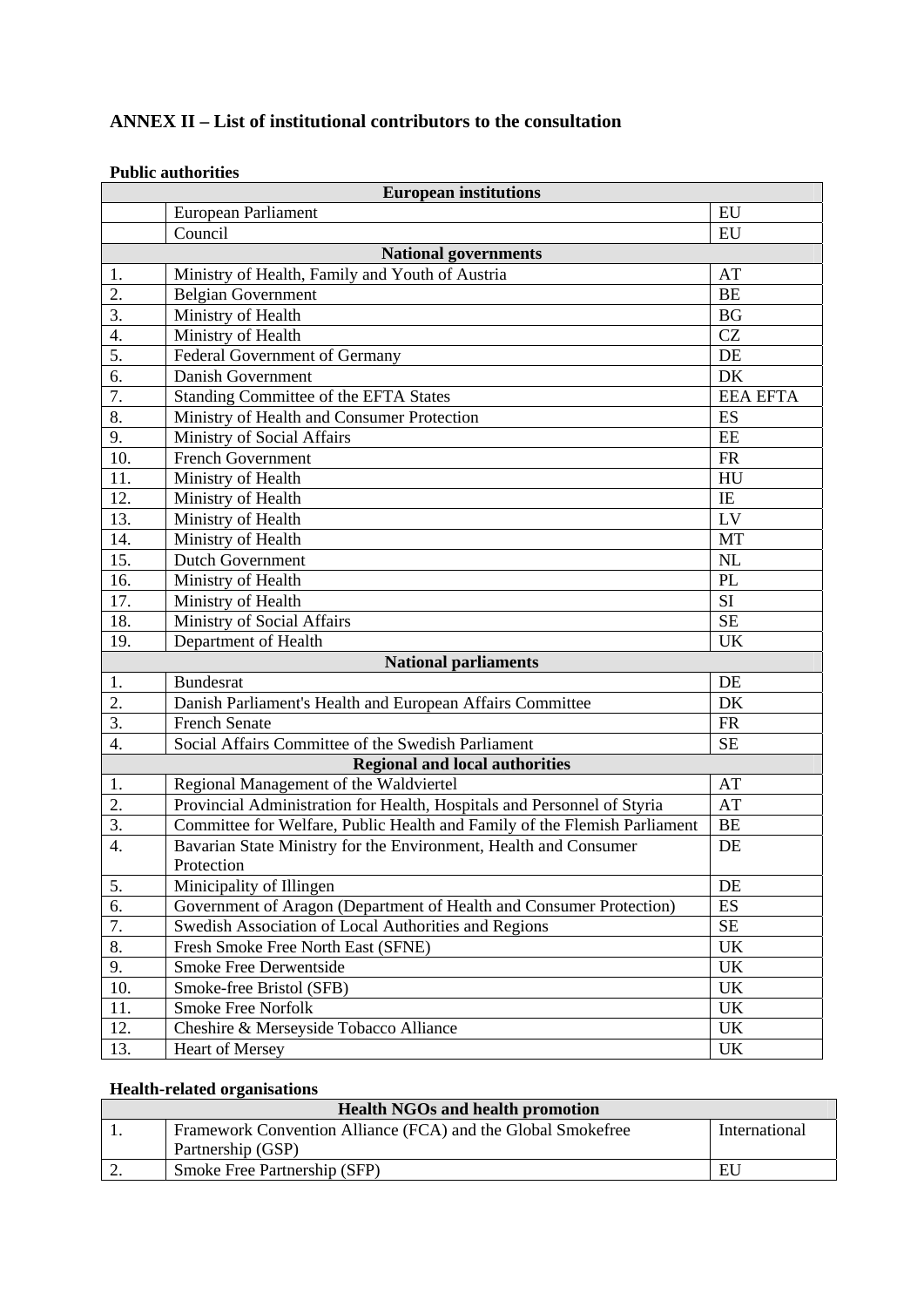## ANNEX II – List of institutional contributors to the consultation

**Public authorities**

| | European institutions | |
|---|---|---|
| | European Parliament | EU |
| | Council | EU |
| | **National governments** | |
| 1. | Ministry of Health, Family and Youth of Austria | AT |
| 2. | Belgian Government | BE |
| 3. | Ministry of Health | BG |
| 4. | Ministry of Health | CZ |
| 5. | Federal Government of Germany | DE |
| 6. | Danish Government | DK |
| 7. | Standing Committee of the EFTA States | EEA EFTA |
| 8. | Ministry of Health and Consumer Protection | ES |
| 9. | Ministry of Social Affairs | EE |
| 10. | French Government | FR |
| 11. | Ministry of Health | HU |
| 12. | Ministry of Health | IE |
| 13. | Ministry of Health | LV |
| 14. | Ministry of Health | MT |
| 15. | Dutch Government | NL |
| 16. | Ministry of Health | PL |
| 17. | Ministry of Health | SI |
| 18. | Ministry of Social Affairs | SE |
| 19. | Department of Health | UK |
| | **National parliaments** | |
| 1. | Bundesrat | DE |
| 2. | Danish Parliament's Health and European Affairs Committee | DK |
| 3. | French Senate | FR |
| 4. | Social Affairs Committee of the Swedish Parliament | SE |
| | **Regional and local authorities** | |
| 1. | Regional Management of the Waldviertel | AT |
| 2. | Provincial Administration for Health, Hospitals and Personnel of Styria | AT |
| 3. | Committee for Welfare, Public Health and Family of the Flemish Parliament | BE |
| 4. | Bavarian State Ministry for the Environment, Health and Consumer Protection | DE |
| 5. | Minicipality of Illingen | DE |
| 6. | Government of Aragon (Department of Health and Consumer Protection) | ES |
| 7. | Swedish Association of Local Authorities and Regions | SE |
| 8. | Fresh Smoke Free North East (SFNE) | UK |
| 9. | Smoke Free Derwentside | UK |
| 10. | Smoke-free Bristol (SFB) | UK |
| 11. | Smoke Free Norfolk | UK |
| 12. | Cheshire & Merseyside Tobacco Alliance | UK |
| 13. | Heart of Mersey | UK |

**Health-related organisations**

| | Health NGOs and health promotion | |
|---|---|---|
| 1. | Framework Convention Alliance (FCA) and the Global Smokefree Partnership (GSP) | International |
| 2. | Smoke Free Partnership (SFP) | EU |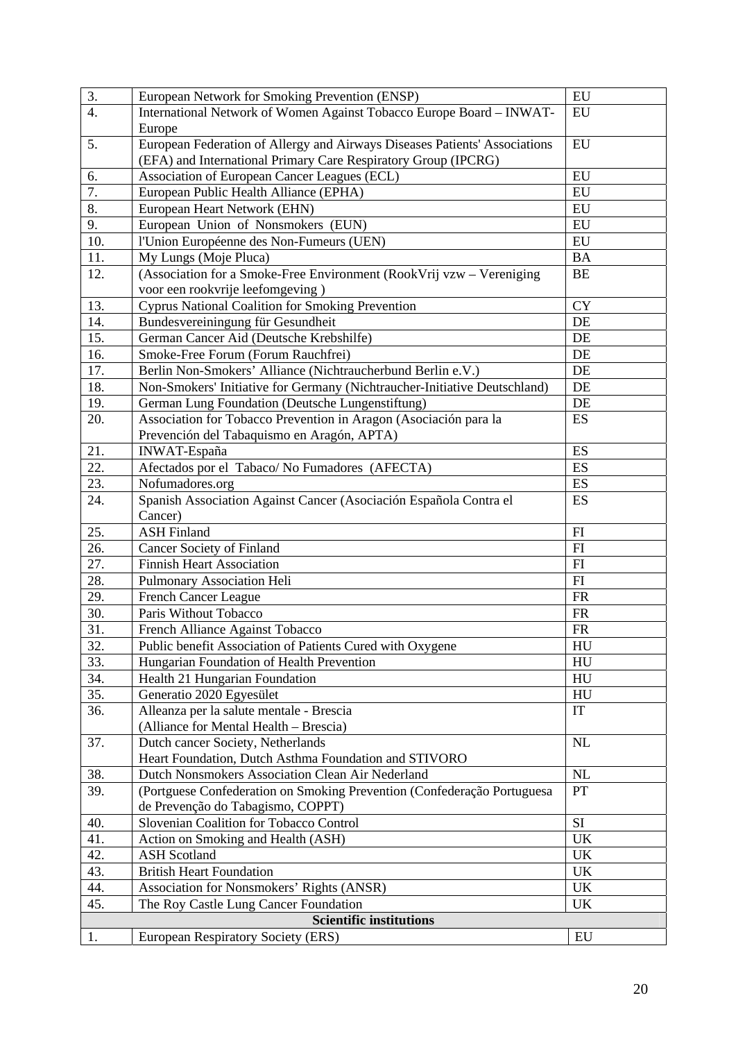| | | |
|---|---|---|
| 3. | European Network for Smoking Prevention (ENSP) | EU |
| 4. | International Network of Women Against Tobacco Europe Board – INWAT-Europe | EU |
| 5. | European Federation of Allergy and Airways Diseases Patients' Associations (EFA) and International Primary Care Respiratory Group (IPCRG) | EU |
| 6. | Association of European Cancer Leagues (ECL) | EU |
| 7. | European Public Health Alliance (EPHA) | EU |
| 8. | European Heart Network (EHN) | EU |
| 9. | European Union of Nonsmokers (EUN) | EU |
| 10. | l'Union Européenne des Non-Fumeurs (UEN) | EU |
| 11. | My Lungs (Moje Pluca) | BA |
| 12. | (Association for a Smoke-Free Environment (RookVrij vzw – Vereniging voor een rookvrije leefomgeving ) | BE |
| 13. | Cyprus National Coalition for Smoking Prevention | CY |
| 14. | Bundesvereiningung für Gesundheit | DE |
| 15. | German Cancer Aid (Deutsche Krebshilfe) | DE |
| 16. | Smoke-Free Forum (Forum Rauchfrei) | DE |
| 17. | Berlin Non-Smokers' Alliance (Nichtraucherbund Berlin e.V.) | DE |
| 18. | Non-Smokers' Initiative for Germany (Nichtraucher-Initiative Deutschland) | DE |
| 19. | German Lung Foundation (Deutsche Lungenstiftung) | DE |
| 20. | Association for Tobacco Prevention in Aragon (Asociación para la Prevención del Tabaquismo en Aragón, APTA) | ES |
| 21. | INWAT-España | ES |
| 22. | Afectados por el Tabaco/ No Fumadores (AFECTA) | ES |
| 23. | Nofumadores.org | ES |
| 24. | Spanish Association Against Cancer (Asociación Española Contra el Cancer) | ES |
| 25. | ASH Finland | FI |
| 26. | Cancer Society of Finland | FI |
| 27. | Finnish Heart Association | FI |
| 28. | Pulmonary Association Heli | FI |
| 29. | French Cancer League | FR |
| 30. | Paris Without Tobacco | FR |
| 31. | French Alliance Against Tobacco | FR |
| 32. | Public benefit Association of Patients Cured with Oxygene | HU |
| 33. | Hungarian Foundation of Health Prevention | HU |
| 34. | Health 21 Hungarian Foundation | HU |
| 35. | Generatio 2020 Egyesület | HU |
| 36. | Alleanza per la salute mentale - Brescia (Alliance for Mental Health – Brescia) | IT |
| 37. | Dutch cancer Society, Netherlands Heart Foundation, Dutch Asthma Foundation and STIVORO | NL |
| 38. | Dutch Nonsmokers Association Clean Air Nederland | NL |
| 39. | (Portguese Confederation on Smoking Prevention (Confederação Portuguesa de Prevenção do Tabagismo, COPPT) | PT |
| 40. | Slovenian Coalition for Tobacco Control | SI |
| 41. | Action on Smoking and Health (ASH) | UK |
| 42. | ASH Scotland | UK |
| 43. | British Heart Foundation | UK |
| 44. | Association for Nonsmokers' Rights (ANSR) | UK |
| 45. | The Roy Castle Lung Cancer Foundation | UK |
| **Scientific institutions** | | |
| 1. | European Respiratory Society (ERS) | EU |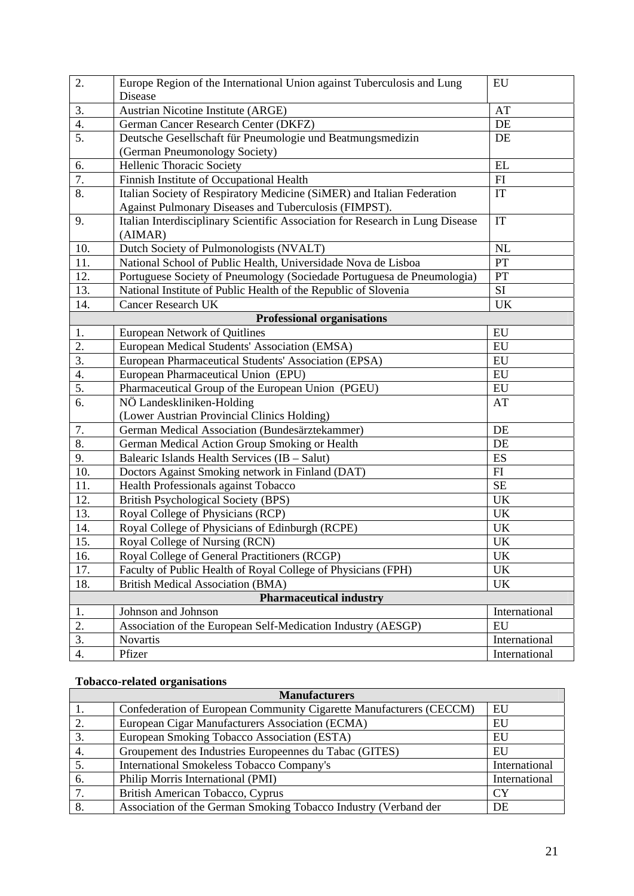| | | |
|---|---|---|
| 2. | Europe Region of the International Union against Tuberculosis and Lung Disease | EU |
| 3. | Austrian Nicotine Institute (ARGE) | AT |
| 4. | German Cancer Research Center (DKFZ) | DE |
| 5. | Deutsche Gesellschaft für Pneumologie und Beatmungsmedizin (German Pneumonology Society) | DE |
| 6. | Hellenic Thoracic Society | EL |
| 7. | Finnish Institute of Occupational Health | FI |
| 8. | Italian Society of Respiratory Medicine (SiMER) and Italian Federation Against Pulmonary Diseases and Tuberculosis (FIMPST). | IT |
| 9. | Italian Interdisciplinary Scientific Association for Research in Lung Disease (AIMAR) | IT |
| 10. | Dutch Society of Pulmonologists (NVALT) | NL |
| 11. | National School of Public Health, Universidade Nova de Lisboa | PT |
| 12. | Portuguese Society of Pneumology (Sociedade Portuguesa de Pneumologia) | PT |
| 13. | National Institute of Public Health of the Republic of Slovenia | SI |
| 14. | Cancer Research UK | UK |
| | **Professional organisations** | |
| 1. | European Network of Quitlines | EU |
| 2. | European Medical Students' Association (EMSA) | EU |
| 3. | European Pharmaceutical Students' Association (EPSA) | EU |
| 4. | European Pharmaceutical Union (EPU) | EU |
| 5. | Pharmaceutical Group of the European Union (PGEU) | EU |
| 6. | NÖ Landeskliniken-Holding (Lower Austrian Provincial Clinics Holding) | AT |
| 7. | German Medical Association (Bundesärztekammer) | DE |
| 8. | German Medical Action Group Smoking or Health | DE |
| 9. | Balearic Islands Health Services (IB – Salut) | ES |
| 10. | Doctors Against Smoking network in Finland (DAT) | FI |
| 11. | Health Professionals against Tobacco | SE |
| 12. | British Psychological Society (BPS) | UK |
| 13. | Royal College of Physicians (RCP) | UK |
| 14. | Royal College of Physicians of Edinburgh (RCPE) | UK |
| 15. | Royal College of Nursing (RCN) | UK |
| 16. | Royal College of General Practitioners (RCGP) | UK |
| 17. | Faculty of Public Health of Royal College of Physicians (FPH) | UK |
| 18. | British Medical Association (BMA) | UK |
| | **Pharmaceutical industry** | |
| 1. | Johnson and Johnson | International |
| 2. | Association of the European Self-Medication Industry (AESGP) | EU |
| 3. | Novartis | International |
| 4. | Pfizer | International |

**Tobacco-related organisations**

| | **Manufacturers** | |
|---|---|---|
| 1. | Confederation of European Community Cigarette Manufacturers (CECCM) | EU |
| 2. | European Cigar Manufacturers Association (ECMA) | EU |
| 3. | European Smoking Tobacco Association (ESTA) | EU |
| 4. | Groupement des Industries Europeennes du Tabac (GITES) | EU |
| 5. | International Smokeless Tobacco Company's | International |
| 6. | Philip Morris International (PMI) | International |
| 7. | British American Tobacco, Cyprus | CY |
| 8. | Association of the German Smoking Tobacco Industry (Verband der | DE |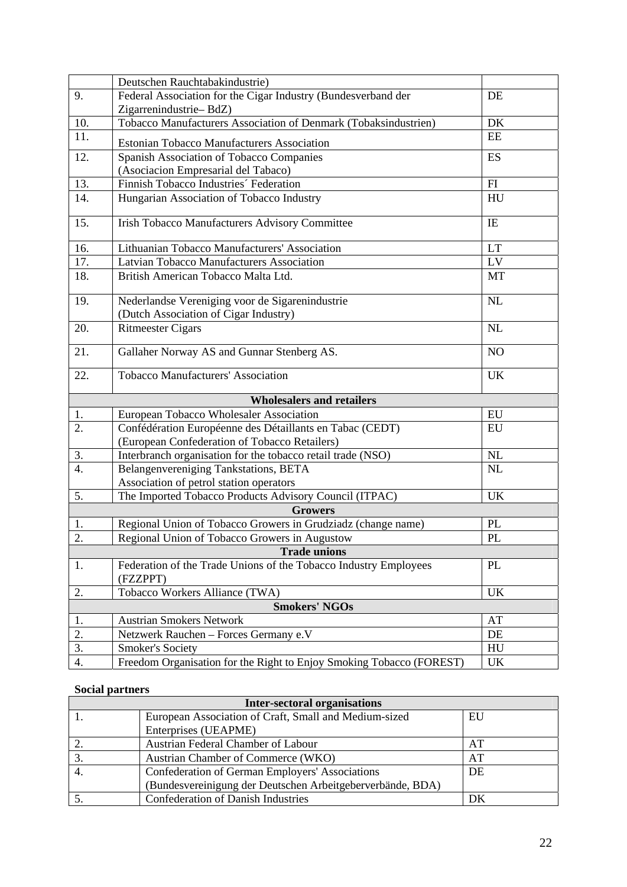|  | Deutschen Rauchtabakindustrie) |  |
|---|---|---|
| 9. | Federal Association for the Cigar Industry (Bundesverband der Zigarrenindustrie– BdZ) | DE |
| 10. | Tobacco Manufacturers Association of Denmark (Tobaksindustrien) | DK |
| 11. | Estonian Tobacco Manufacturers Association | EE |
| 12. | Spanish Association of Tobacco Companies (Asociacion Empresarial del Tabaco) | ES |
| 13. | Finnish Tobacco Industries´ Federation | FI |
| 14. | Hungarian Association of Tobacco Industry | HU |
| 15. | Irish Tobacco Manufacturers Advisory Committee | IE |
| 16. | Lithuanian Tobacco Manufacturers' Association | LT |
| 17. | Latvian Tobacco Manufacturers Association | LV |
| 18. | British American Tobacco Malta Ltd. | MT |
| 19. | Nederlandse Vereniging voor de Sigarenindustrie (Dutch Association of Cigar Industry) | NL |
| 20. | Ritmeester Cigars | NL |
| 21. | Gallaher Norway AS and Gunnar Stenberg AS. | NO |
| 22. | Tobacco Manufacturers' Association | UK |
| **Wholesalers and retailers** | | |
| 1. | European Tobacco Wholesaler Association | EU |
| 2. | Confédération Européenne des Détaillants en Tabac (CEDT) (European Confederation of Tobacco Retailers) | EU |
| 3. | Interbranch organisation for the tobacco retail trade (NSO) | NL |
| 4. | Belangenvereniging Tankstations, BETA Association of petrol station operators | NL |
| 5. | The Imported Tobacco Products Advisory Council (ITPAC) | UK |
| **Growers** | | |
| 1. | Regional Union of Tobacco Growers in Grudziadz (change name) | PL |
| 2. | Regional Union of Tobacco Growers in Augustow | PL |
| **Trade unions** | | |
| 1. | Federation of the Trade Unions of the Tobacco Industry Employees (FZZPPT) | PL |
| 2. | Tobacco Workers Alliance (TWA) | UK |
| **Smokers' NGOs** | | |
| 1. | Austrian Smokers Network | AT |
| 2. | Netzwerk Rauchen – Forces Germany e.V | DE |
| 3. | Smoker's Society | HU |
| 4. | Freedom Organisation for the Right to Enjoy Smoking Tobacco (FOREST) | UK |

**Social partners**

| **Inter-sectoral organisations** | | |
|---|---|---|
| 1. | European Association of Craft, Small and Medium-sized Enterprises (UEAPME) | EU |
| 2. | Austrian Federal Chamber of Labour | AT |
| 3. | Austrian Chamber of Commerce (WKO) | AT |
| 4. | Confederation of German Employers' Associations (Bundesvereinigung der Deutschen Arbeitgeberverbände, BDA) | DE |
| 5. | Confederation of Danish Industries | DK |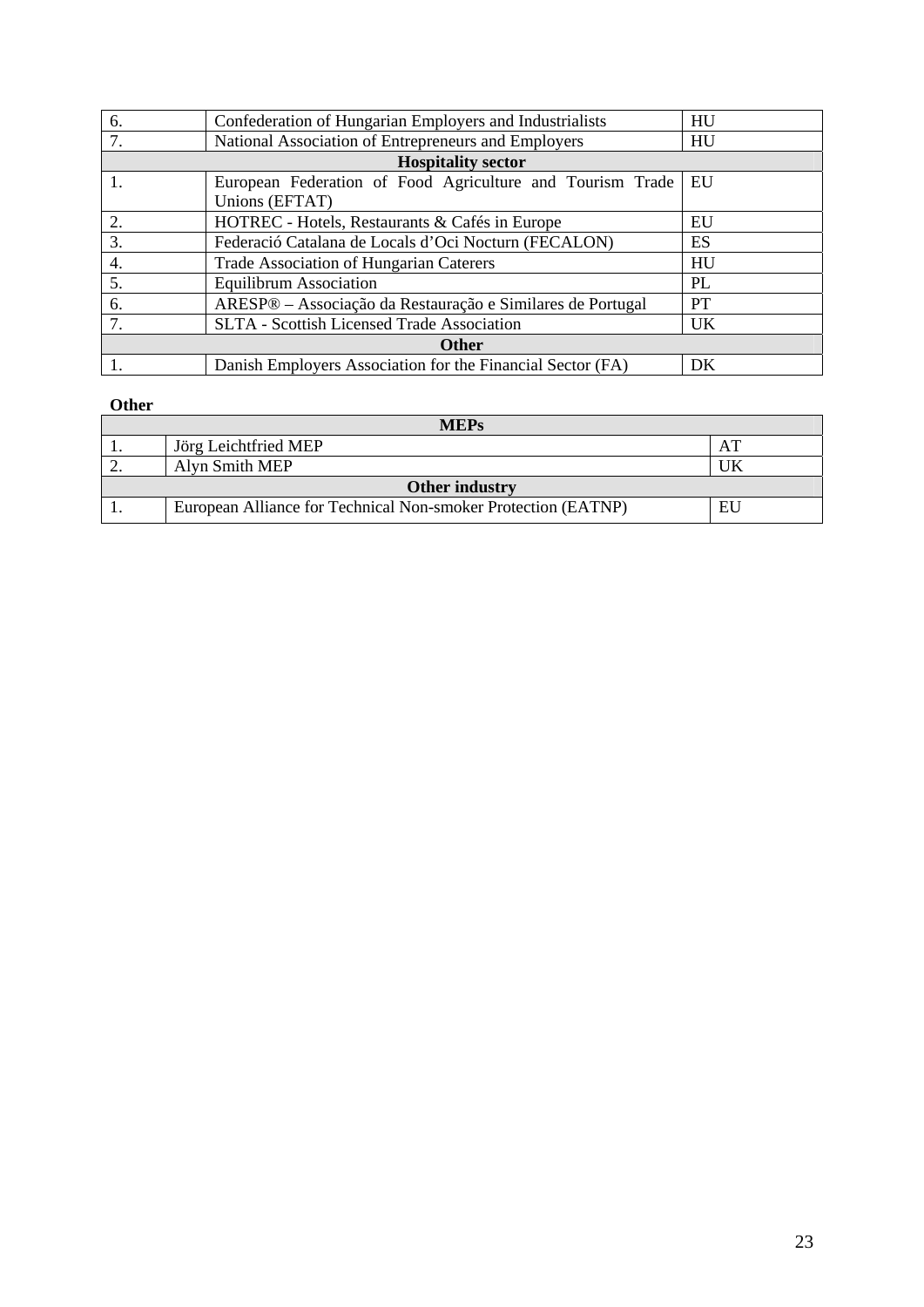| | | |
|---|---|---|
| 6. | Confederation of Hungarian Employers and Industrialists | HU |
| 7. | National Association of Entrepreneurs and Employers | HU |
| **Hospitality sector** | | |
| 1. | European Federation of Food Agriculture and Tourism Trade Unions (EFTAT) | EU |
| 2. | HOTREC - Hotels, Restaurants & Cafés in Europe | EU |
| 3. | Federació Catalana de Locals d'Oci Nocturn (FECALON) | ES |
| 4. | Trade Association of Hungarian Caterers | HU |
| 5. | Equilibrum Association | PL |
| 6. | ARESP® – Associação da Restauração e Similares de Portugal | PT |
| 7. | SLTA - Scottish Licensed Trade Association | UK |
| **Other** | | |
| 1. | Danish Employers Association for the Financial Sector (FA) | DK |

**Other**

| **MEPs** | | |
|---|---|---|
| 1. | Jörg Leichtfried MEP | AT |
| 2. | Alyn Smith MEP | UK |
| **Other industry** | | |
| 1. | European Alliance for Technical Non-smoker Protection (EATNP) | EU |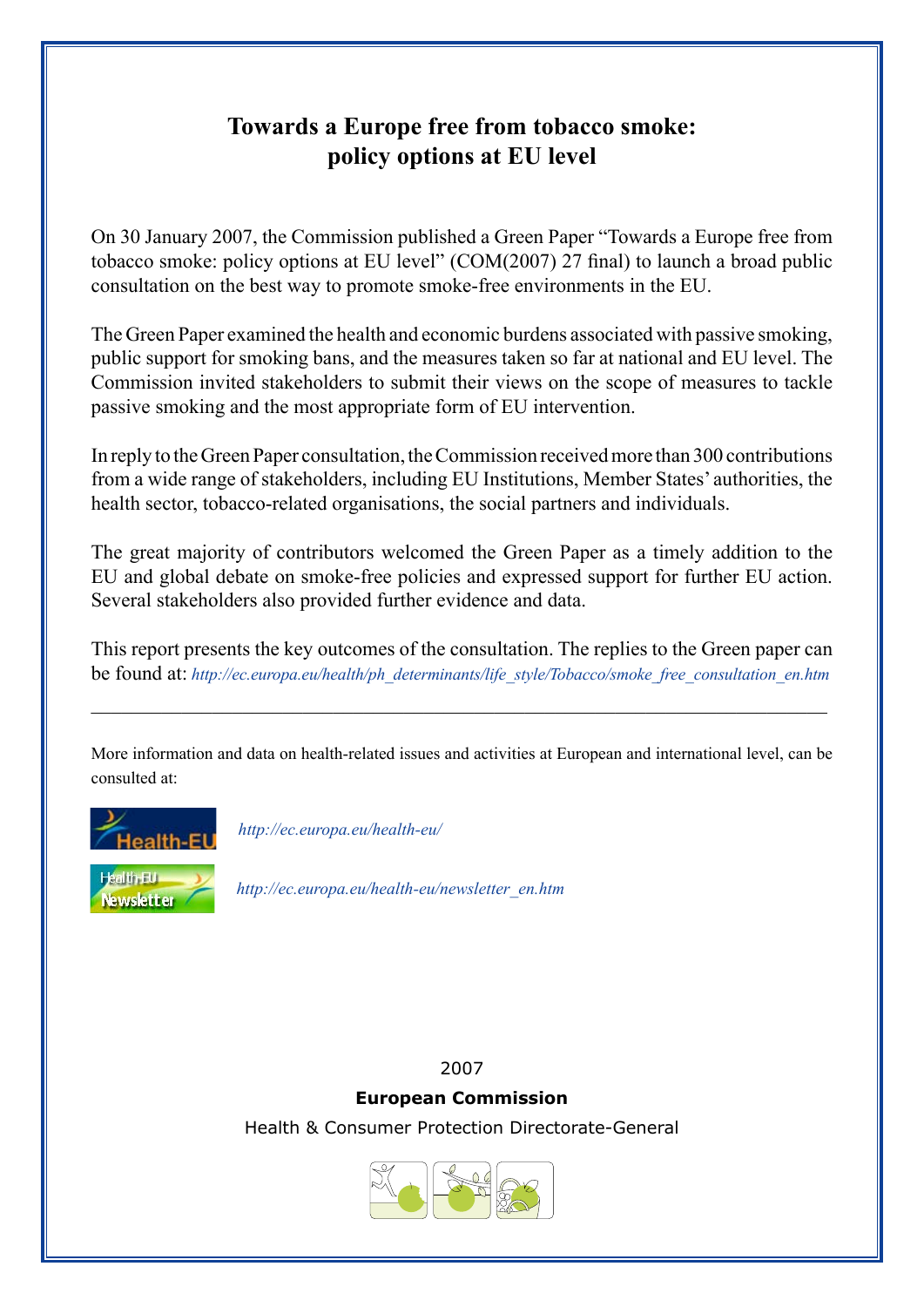# Towards a Europe free from tobacco smoke: policy options at EU level

On 30 January 2007, the Commission published a Green Paper "Towards a Europe free from tobacco smoke: policy options at EU level" (COM(2007) 27 final) to launch a broad public consultation on the best way to promote smoke-free environments in the EU.

The Green Paper examined the health and economic burdens associated with passive smoking, public support for smoking bans, and the measures taken so far at national and EU level. The Commission invited stakeholders to submit their views on the scope of measures to tackle passive smoking and the most appropriate form of EU intervention.

In reply to the Green Paper consultation, the Commission received more than 300 contributions from a wide range of stakeholders, including EU Institutions, Member States' authorities, the health sector, tobacco-related organisations, the social partners and individuals.

The great majority of contributors welcomed the Green Paper as a timely addition to the EU and global debate on smoke-free policies and expressed support for further EU action. Several stakeholders also provided further evidence and data.

This report presents the key outcomes of the consultation. The replies to the Green paper can be found at: *http://ec.europa.eu/health/ph_determinants/life_style/Tobacco/smoke_free_consultation_en.htm*

---

More information and data on health-related issues and activities at European and international level, can be consulted at:

Health-EU *http://ec.europa.eu/health-eu/*

Health-EU Newsletter *http://ec.europa.eu/health-eu/newsletter_en.htm*

2007

**European Commission**

Health & Consumer Protection Directorate-General